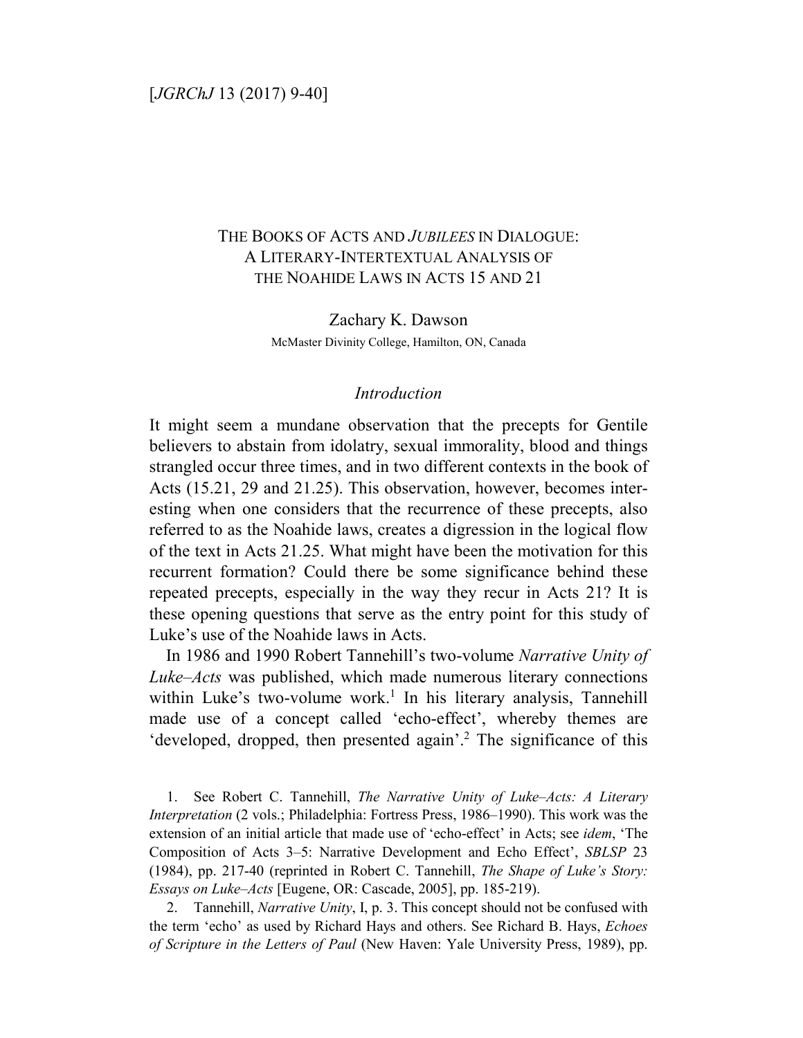# The Books of Acts and *Jubilees* in Dialogue: A Literary-Intertextual Analysis of the Noahide Laws in Acts 15 and 21

Zachary K. Dawson

McMaster Divinity College, Hamilton, ON, Canada

## *Introduction*

It might seem a mundane observation that the precepts for Gentile believers to abstain from idolatry, sexual immorality, blood and things strangled occur three times, and in two different contexts in the book of Acts (15.21, 29 and 21.25). This observation, however, becomes interesting when one considers that the recurrence of these precepts, also referred to as the Noahide laws, creates a digression in the logical flow of the text in Acts 21.25. What might have been the motivation for this recurrent formation? Could there be some significance behind these repeated precepts, especially in the way they recur in Acts 21? It is these opening questions that serve as the entry point for this study of Luke's use of the Noahide laws in Acts.

In 1986 and 1990 Robert Tannehill's two-volume *Narrative Unity of Luke–Acts* was published, which made numerous literary connections within Luke's two-volume work.[1] In his literary analysis, Tannehill made use of a concept called 'echo-effect', whereby themes are 'developed, dropped, then presented again'.[2] The significance of this

1. See Robert C. Tannehill, *The Narrative Unity of Luke–Acts: A Literary Interpretation* (2 vols.; Philadelphia: Fortress Press, 1986–1990). This work was the extension of an initial article that made use of 'echo-effect' in Acts; see *idem*, 'The Composition of Acts 3–5: Narrative Development and Echo Effect', *SBLSP* 23 (1984), pp. 217-40 (reprinted in Robert C. Tannehill, *The Shape of Luke's Story: Essays on Luke–Acts* [Eugene, OR: Cascade, 2005], pp. 185-219).

2. Tannehill, *Narrative Unity*, I, p. 3. This concept should not be confused with the term 'echo' as used by Richard Hays and others. See Richard B. Hays, *Echoes of Scripture in the Letters of Paul* (New Haven: Yale University Press, 1989), pp.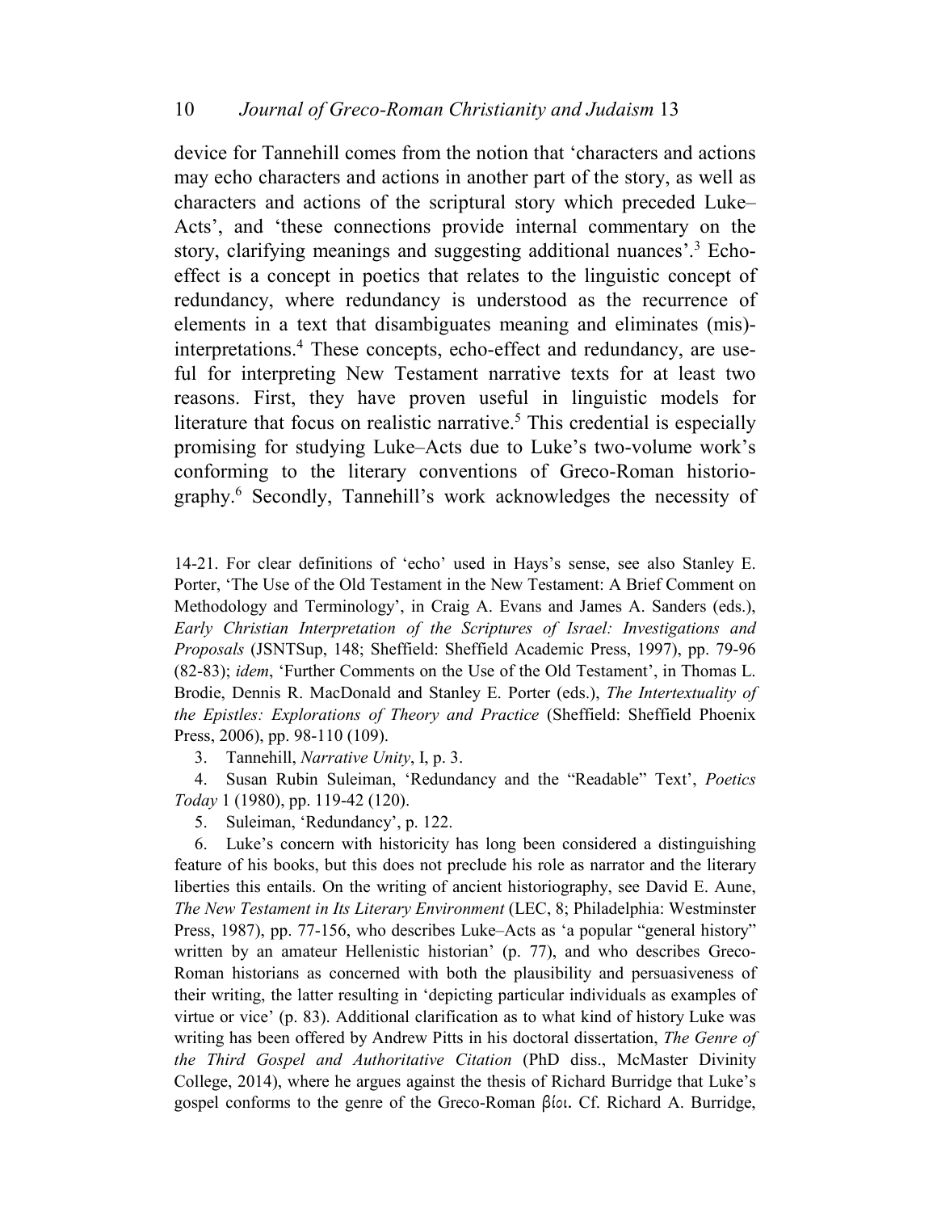device for Tannehill comes from the notion that 'characters and actions may echo characters and actions in another part of the story, as well as characters and actions of the scriptural story which preceded Luke–Acts', and 'these connections provide internal commentary on the story, clarifying meanings and suggesting additional nuances'.[3] Echo-effect is a concept in poetics that relates to the linguistic concept of redundancy, where redundancy is understood as the recurrence of elements in a text that disambiguates meaning and eliminates (mis)-interpretations.[4] These concepts, echo-effect and redundancy, are useful for interpreting New Testament narrative texts for at least two reasons. First, they have proven useful in linguistic models for literature that focus on realistic narrative.[5] This credential is especially promising for studying Luke–Acts due to Luke's two-volume work's conforming to the literary conventions of Greco-Roman historiography.[6] Secondly, Tannehill's work acknowledges the necessity of

14-21. For clear definitions of 'echo' used in Hays's sense, see also Stanley E. Porter, 'The Use of the Old Testament in the New Testament: A Brief Comment on Methodology and Terminology', in Craig A. Evans and James A. Sanders (eds.), *Early Christian Interpretation of the Scriptures of Israel: Investigations and Proposals* (JSNTSup, 148; Sheffield: Sheffield Academic Press, 1997), pp. 79-96 (82-83); *idem*, 'Further Comments on the Use of the Old Testament', in Thomas L. Brodie, Dennis R. MacDonald and Stanley E. Porter (eds.), *The Intertextuality of the Epistles: Explorations of Theory and Practice* (Sheffield: Sheffield Phoenix Press, 2006), pp. 98-110 (109).

3. Tannehill, *Narrative Unity*, I, p. 3.

4. Susan Rubin Suleiman, 'Redundancy and the "Readable" Text', *Poetics Today* 1 (1980), pp. 119-42 (120).

5. Suleiman, 'Redundancy', p. 122.

6. Luke's concern with historicity has long been considered a distinguishing feature of his books, but this does not preclude his role as narrator and the literary liberties this entails. On the writing of ancient historiography, see David E. Aune, *The New Testament in Its Literary Environment* (LEC, 8; Philadelphia: Westminster Press, 1987), pp. 77-156, who describes Luke–Acts as 'a popular "general history" written by an amateur Hellenistic historian' (p. 77), and who describes Greco-Roman historians as concerned with both the plausibility and persuasiveness of their writing, the latter resulting in 'depicting particular individuals as examples of virtue or vice' (p. 83). Additional clarification as to what kind of history Luke was writing has been offered by Andrew Pitts in his doctoral dissertation, *The Genre of the Third Gospel and Authoritative Citation* (PhD diss., McMaster Divinity College, 2014), where he argues against the thesis of Richard Burridge that Luke's gospel conforms to the genre of the Greco-Roman βίοι. Cf. Richard A. Burridge,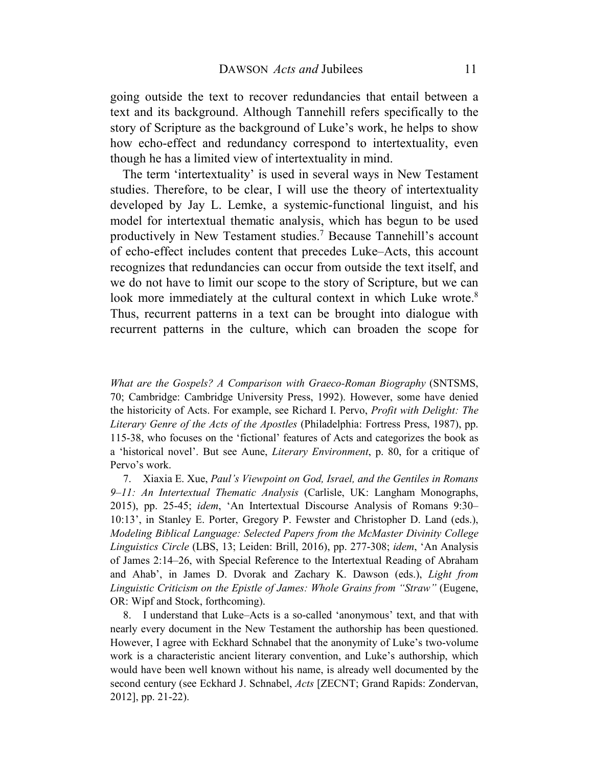going outside the text to recover redundancies that entail between a text and its background. Although Tannehill refers specifically to the story of Scripture as the background of Luke's work, he helps to show how echo-effect and redundancy correspond to intertextuality, even though he has a limited view of intertextuality in mind.

The term 'intertextuality' is used in several ways in New Testament studies. Therefore, to be clear, I will use the theory of intertextuality developed by Jay L. Lemke, a systemic-functional linguist, and his model for intertextual thematic analysis, which has begun to be used productively in New Testament studies.[7] Because Tannehill's account of echo-effect includes content that precedes Luke–Acts, this account recognizes that redundancies can occur from outside the text itself, and we do not have to limit our scope to the story of Scripture, but we can look more immediately at the cultural context in which Luke wrote.[8] Thus, recurrent patterns in a text can be brought into dialogue with recurrent patterns in the culture, which can broaden the scope for

*What are the Gospels? A Comparison with Graeco-Roman Biography* (SNTSMS, 70; Cambridge: Cambridge University Press, 1992). However, some have denied the historicity of Acts. For example, see Richard I. Pervo, *Profit with Delight: The Literary Genre of the Acts of the Apostles* (Philadelphia: Fortress Press, 1987), pp. 115-38, who focuses on the 'fictional' features of Acts and categorizes the book as a 'historical novel'. But see Aune, *Literary Environment*, p. 80, for a critique of Pervo's work.

7. Xiaxia E. Xue, *Paul's Viewpoint on God, Israel, and the Gentiles in Romans 9–11: An Intertextual Thematic Analysis* (Carlisle, UK: Langham Monographs, 2015), pp. 25-45; *idem*, 'An Intertextual Discourse Analysis of Romans 9:30–10:13', in Stanley E. Porter, Gregory P. Fewster and Christopher D. Land (eds.), *Modeling Biblical Language: Selected Papers from the McMaster Divinity College Linguistics Circle* (LBS, 13; Leiden: Brill, 2016), pp. 277-308; *idem*, 'An Analysis of James 2:14–26, with Special Reference to the Intertextual Reading of Abraham and Ahab', in James D. Dvorak and Zachary K. Dawson (eds.), *Light from Linguistic Criticism on the Epistle of James: Whole Grains from "Straw"* (Eugene, OR: Wipf and Stock, forthcoming).

8. I understand that Luke–Acts is a so-called 'anonymous' text, and that with nearly every document in the New Testament the authorship has been questioned. However, I agree with Eckhard Schnabel that the anonymity of Luke's two-volume work is a characteristic ancient literary convention, and Luke's authorship, which would have been well known without his name, is already well documented by the second century (see Eckhard J. Schnabel, *Acts* [ZECNT; Grand Rapids: Zondervan, 2012], pp. 21-22).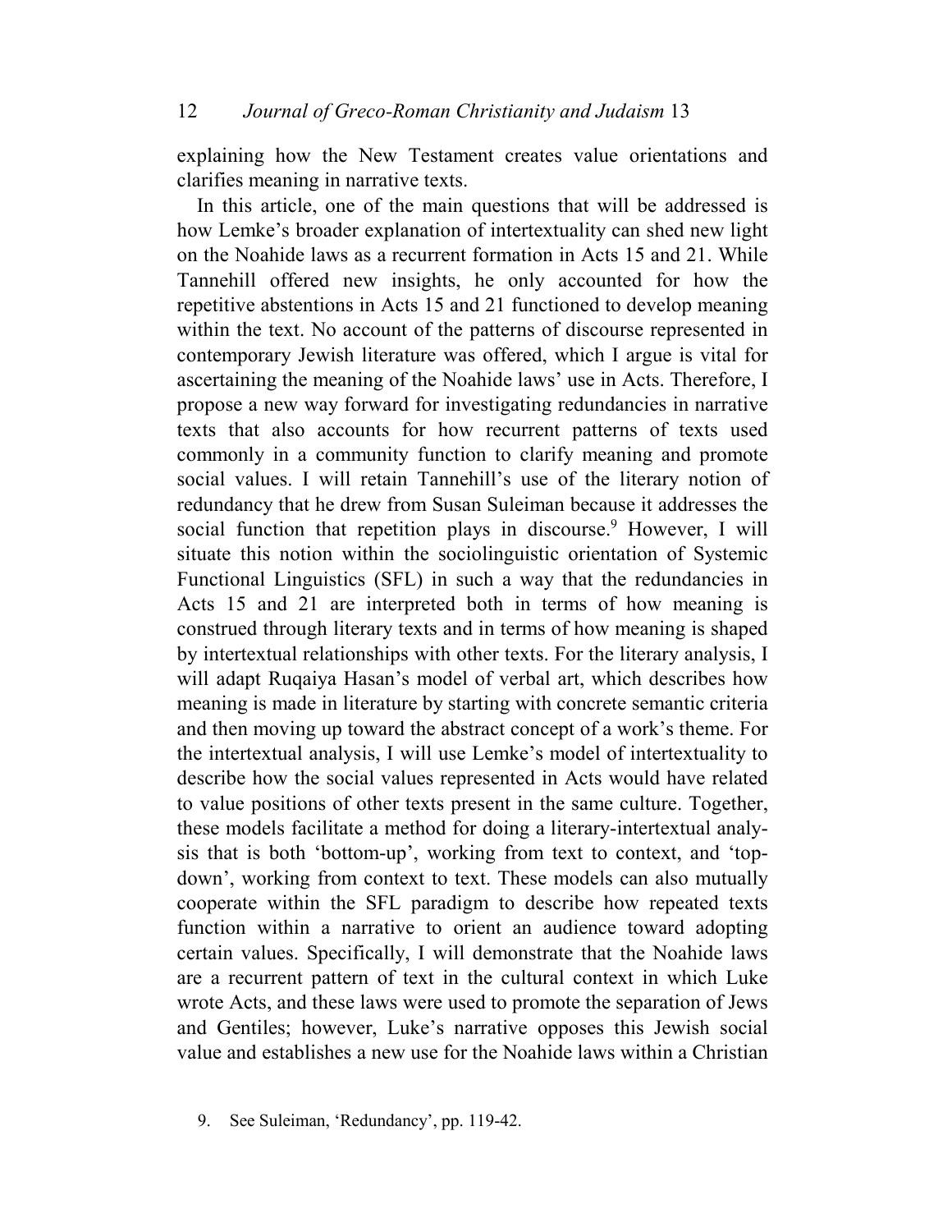explaining how the New Testament creates value orientations and clarifies meaning in narrative texts.

In this article, one of the main questions that will be addressed is how Lemke's broader explanation of intertextuality can shed new light on the Noahide laws as a recurrent formation in Acts 15 and 21. While Tannehill offered new insights, he only accounted for how the repetitive abstentions in Acts 15 and 21 functioned to develop meaning within the text. No account of the patterns of discourse represented in contemporary Jewish literature was offered, which I argue is vital for ascertaining the meaning of the Noahide laws' use in Acts. Therefore, I propose a new way forward for investigating redundancies in narrative texts that also accounts for how recurrent patterns of texts used commonly in a community function to clarify meaning and promote social values. I will retain Tannehill's use of the literary notion of redundancy that he drew from Susan Suleiman because it addresses the social function that repetition plays in discourse.[9] However, I will situate this notion within the sociolinguistic orientation of Systemic Functional Linguistics (SFL) in such a way that the redundancies in Acts 15 and 21 are interpreted both in terms of how meaning is construed through literary texts and in terms of how meaning is shaped by intertextual relationships with other texts. For the literary analysis, I will adapt Ruqaiya Hasan's model of verbal art, which describes how meaning is made in literature by starting with concrete semantic criteria and then moving up toward the abstract concept of a work's theme. For the intertextual analysis, I will use Lemke's model of intertextuality to describe how the social values represented in Acts would have related to value positions of other texts present in the same culture. Together, these models facilitate a method for doing a literary-intertextual analysis that is both 'bottom-up', working from text to context, and 'top-down', working from context to text. These models can also mutually cooperate within the SFL paradigm to describe how repeated texts function within a narrative to orient an audience toward adopting certain values. Specifically, I will demonstrate that the Noahide laws are a recurrent pattern of text in the cultural context in which Luke wrote Acts, and these laws were used to promote the separation of Jews and Gentiles; however, Luke's narrative opposes this Jewish social value and establishes a new use for the Noahide laws within a Christian

9. See Suleiman, 'Redundancy', pp. 119-42.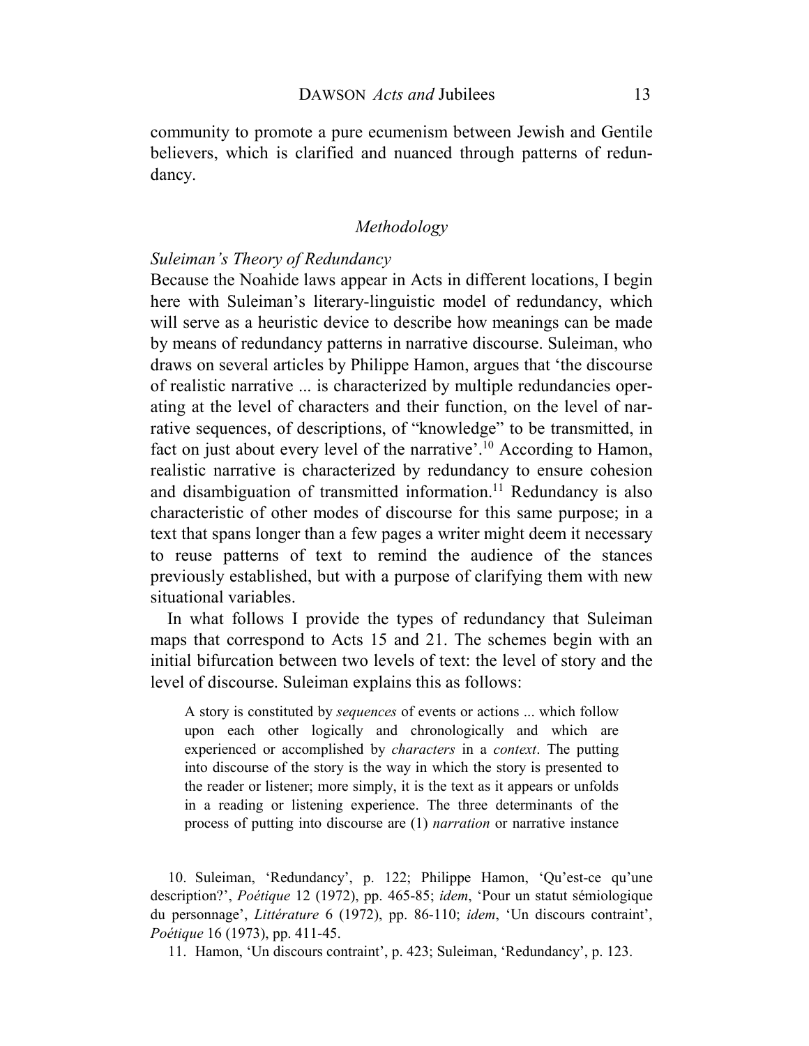community to promote a pure ecumenism between Jewish and Gentile believers, which is clarified and nuanced through patterns of redundancy.

## *Methodology*

### *Suleiman's Theory of Redundancy*

Because the Noahide laws appear in Acts in different locations, I begin here with Suleiman's literary-linguistic model of redundancy, which will serve as a heuristic device to describe how meanings can be made by means of redundancy patterns in narrative discourse. Suleiman, who draws on several articles by Philippe Hamon, argues that 'the discourse of realistic narrative ... is characterized by multiple redundancies operating at the level of characters and their function, on the level of narrative sequences, of descriptions, of "knowledge" to be transmitted, in fact on just about every level of the narrative'.[10] According to Hamon, realistic narrative is characterized by redundancy to ensure cohesion and disambiguation of transmitted information.[11] Redundancy is also characteristic of other modes of discourse for this same purpose; in a text that spans longer than a few pages a writer might deem it necessary to reuse patterns of text to remind the audience of the stances previously established, but with a purpose of clarifying them with new situational variables.

In what follows I provide the types of redundancy that Suleiman maps that correspond to Acts 15 and 21. The schemes begin with an initial bifurcation between two levels of text: the level of story and the level of discourse. Suleiman explains this as follows:

> A story is constituted by *sequences* of events or actions ... which follow upon each other logically and chronologically and which are experienced or accomplished by *characters* in a *context*. The putting into discourse of the story is the way in which the story is presented to the reader or listener; more simply, it is the text as it appears or unfolds in a reading or listening experience. The three determinants of the process of putting into discourse are (1) *narration* or narrative instance

10. Suleiman, 'Redundancy', p. 122; Philippe Hamon, 'Qu'est-ce qu'une description?', *Poétique* 12 (1972), pp. 465-85; *idem*, 'Pour un statut sémiologique du personnage', *Littérature* 6 (1972), pp. 86-110; *idem*, 'Un discours contraint', *Poétique* 16 (1973), pp. 411-45.

11. Hamon, 'Un discours contraint', p. 423; Suleiman, 'Redundancy', p. 123.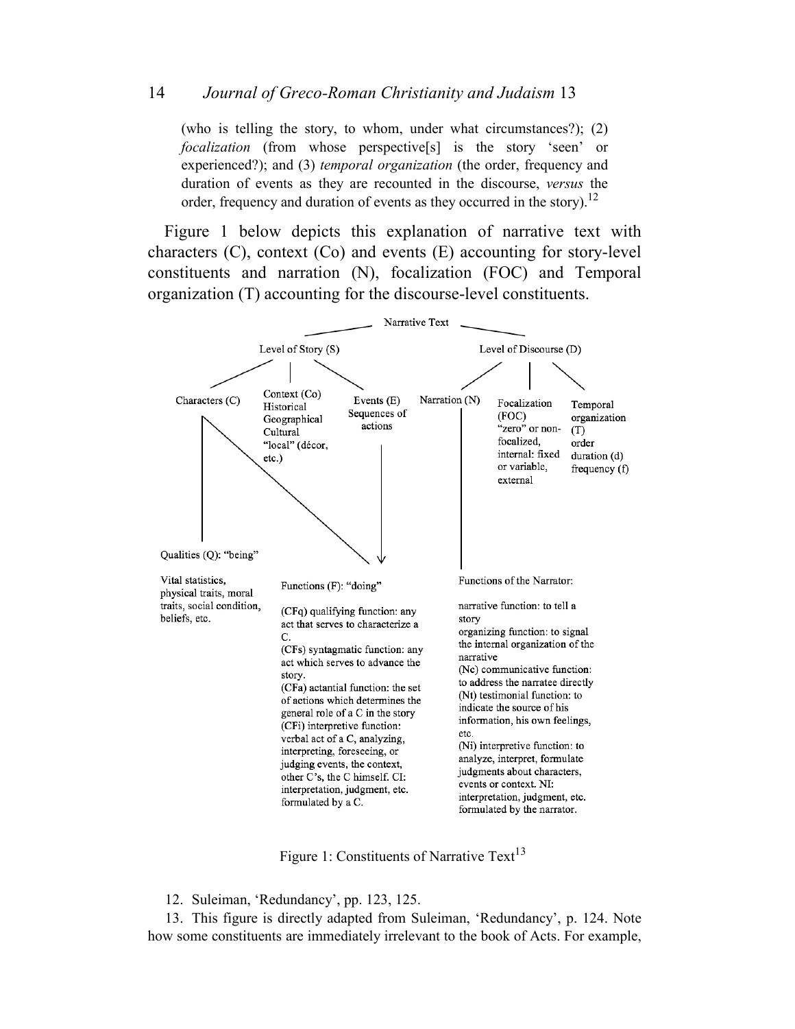(who is telling the story, to whom, under what circumstances?); (2) *focalization* (from whose perspective[s] is the story 'seen' or experienced?); and (3) *temporal organization* (the order, frequency and duration of events as they are recounted in the discourse, *versus* the order, frequency and duration of events as they occurred in the story).[12]

Figure 1 below depicts this explanation of narrative text with characters (C), context (Co) and events (E) accounting for story-level constituents and narration (N), focalization (FOC) and Temporal organization (T) accounting for the discourse-level constituents.

Narrative Text

- Level of Story (S)
  - Characters (C)
    - Qualities (Q): "being"
      - Vital statistics, physical traits, moral traits, social condition, beliefs, etc.
  - Context (Co): Historical, Geographical, Cultural, "local" (décor, etc.)
  - Events (E): Sequences of actions
  - Characters, Context and Events → Functions (F): "doing"
    - (CFq) qualifying function: any act that serves to characterize a C.
    - (CFs) syntagmatic function: any act which serves to advance the story.
    - (CFa) actantial function: the set of actions which determines the general role of a C in the story
    - (CFi) interpretive function: verbal act of a C, analyzing, interpreting, foreseeing, or judging events, the context, other C's, the C himself. CI: interpretation, judgment, etc. formulated by a C.
- Level of Discourse (D)
  - Narration (N)
    - Functions of the Narrator:
      - narrative function: to tell a story
      - organizing function: to signal the internal organization of the narrative
      - (Nc) communicative function: to address the narratee directly
      - (Nt) testimonial function: to indicate the source of his information, his own feelings, etc.
      - (Ni) interpretive function: to analyze, interpret, formulate judgments about characters, events or context. NI: interpretation, judgment, etc. formulated by the narrator.
  - Focalization (FOC): "zero" or non-focalized, internal: fixed or variable, external
  - Temporal organization (T): order, duration (d), frequency (f)

Figure 1: Constituents of Narrative Text[13]

12. Suleiman, 'Redundancy', pp. 123, 125.

13. This figure is directly adapted from Suleiman, 'Redundancy', p. 124. Note how some constituents are immediately irrelevant to the book of Acts. For example,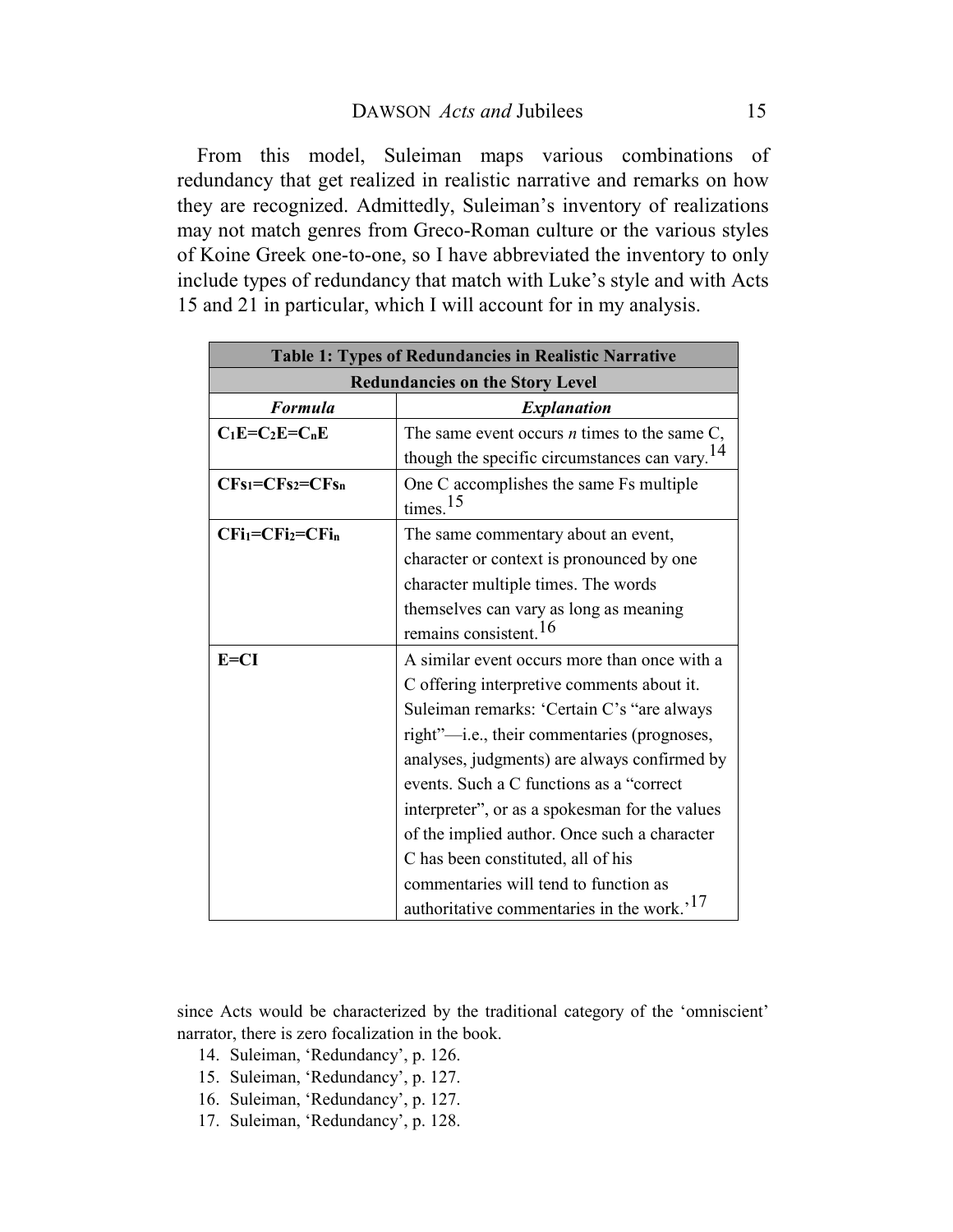From this model, Suleiman maps various combinations of redundancy that get realized in realistic narrative and remarks on how they are recognized. Admittedly, Suleiman's inventory of realizations may not match genres from Greco-Roman culture or the various styles of Koine Greek one-to-one, so I have abbreviated the inventory to only include types of redundancy that match with Luke's style and with Acts 15 and 21 in particular, which I will account for in my analysis.

| **Table 1: Types of Redundancies in Realistic Narrative** | |
|---|---|
| **Redundancies on the Story Level** | |
| ***Formula*** | ***Explanation*** |
| **$C_1E=C_2E=C_nE$** | The same event occurs *n* times to the same C, though the specific circumstances can vary.[14] |
| **$CFs_1=CFs_2=CFs_n$** | One C accomplishes the same Fs multiple times.[15] |
| **$CFi_1=CFi_2=CFi_n$** | The same commentary about an event, character or context is pronounced by one character multiple times. The words themselves can vary as long as meaning remains consistent.[16] |
| **E=CI** | A similar event occurs more than once with a C offering interpretive comments about it. Suleiman remarks: 'Certain C's "are always right"—i.e., their commentaries (prognoses, analyses, judgments) are always confirmed by events. Such a C functions as a "correct interpreter", or as a spokesman for the values of the implied author. Once such a character C has been constituted, all of his commentaries will tend to function as authoritative commentaries in the work.'[17] |

since Acts would be characterized by the traditional category of the 'omniscient' narrator, there is zero focalization in the book.

14. Suleiman, 'Redundancy', p. 126.
15. Suleiman, 'Redundancy', p. 127.
16. Suleiman, 'Redundancy', p. 127.
17. Suleiman, 'Redundancy', p. 128.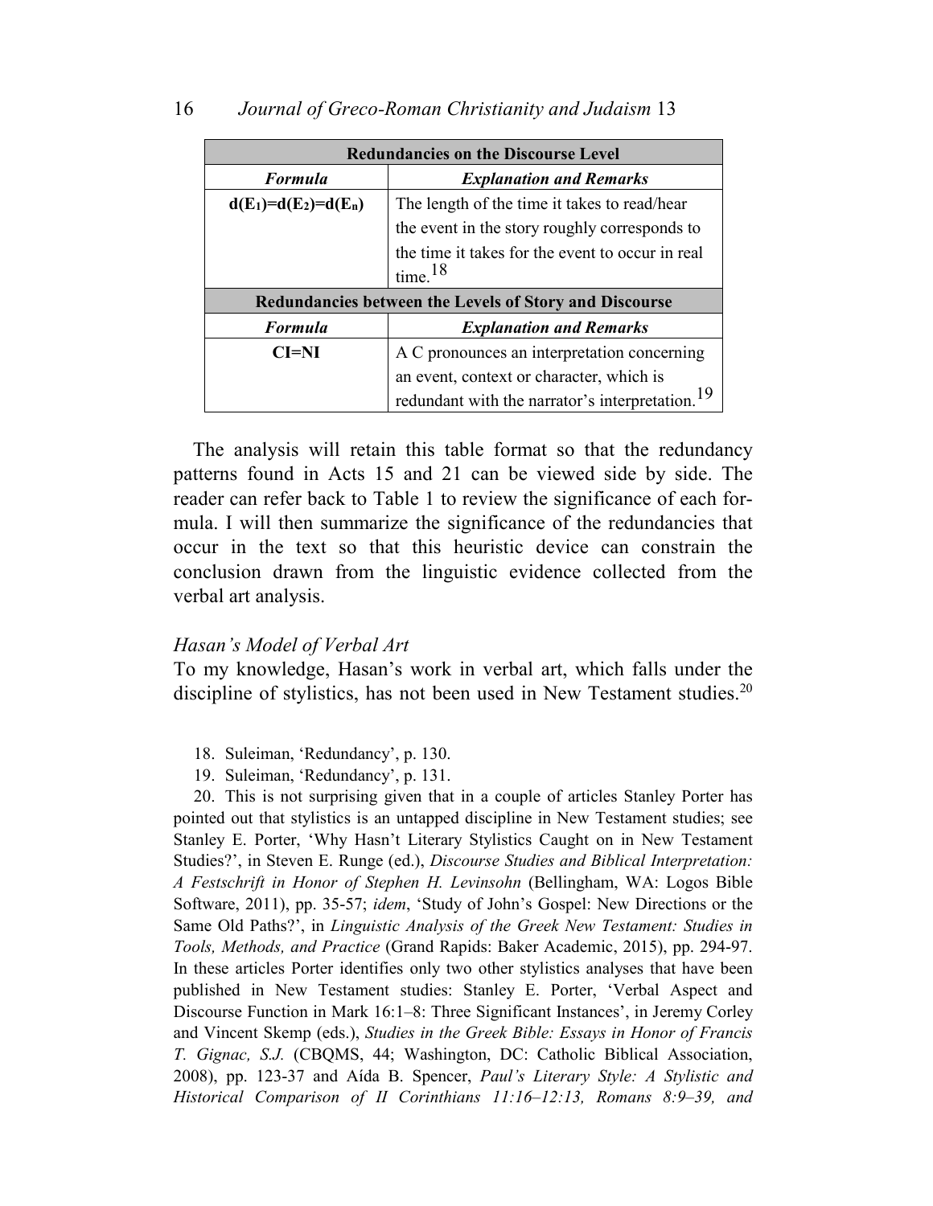| **Redundancies on the Discourse Level** | |
|---|---|
| ***Formula*** | ***Explanation and Remarks*** |
| $d(E_1)=d(E_2)=d(E_n)$ | The length of the time it takes to read/hear the event in the story roughly corresponds to the time it takes for the event to occur in real time.[18] |
| **Redundancies between the Levels of Story and Discourse** | |
| ***Formula*** | ***Explanation and Remarks*** |
| **CI=NI** | A C pronounces an interpretation concerning an event, context or character, which is redundant with the narrator's interpretation.[19] |

The analysis will retain this table format so that the redundancy patterns found in Acts 15 and 21 can be viewed side by side. The reader can refer back to Table 1 to review the significance of each formula. I will then summarize the significance of the redundancies that occur in the text so that this heuristic device can constrain the conclusion drawn from the linguistic evidence collected from the verbal art analysis.

### *Hasan's Model of Verbal Art*

To my knowledge, Hasan's work in verbal art, which falls under the discipline of stylistics, has not been used in New Testament studies.[20]

18. Suleiman, 'Redundancy', p. 130.

19. Suleiman, 'Redundancy', p. 131.

20. This is not surprising given that in a couple of articles Stanley Porter has pointed out that stylistics is an untapped discipline in New Testament studies; see Stanley E. Porter, 'Why Hasn't Literary Stylistics Caught on in New Testament Studies?', in Steven E. Runge (ed.), *Discourse Studies and Biblical Interpretation: A Festschrift in Honor of Stephen H. Levinsohn* (Bellingham, WA: Logos Bible Software, 2011), pp. 35-57; *idem*, 'Study of John's Gospel: New Directions or the Same Old Paths?', in *Linguistic Analysis of the Greek New Testament: Studies in Tools, Methods, and Practice* (Grand Rapids: Baker Academic, 2015), pp. 294-97. In these articles Porter identifies only two other stylistics analyses that have been published in New Testament studies: Stanley E. Porter, 'Verbal Aspect and Discourse Function in Mark 16:1–8: Three Significant Instances', in Jeremy Corley and Vincent Skemp (eds.), *Studies in the Greek Bible: Essays in Honor of Francis T. Gignac, S.J.* (CBQMS, 44; Washington, DC: Catholic Biblical Association, 2008), pp. 123-37 and Aída B. Spencer, *Paul's Literary Style: A Stylistic and Historical Comparison of II Corinthians 11:16–12:13, Romans 8:9–39, and*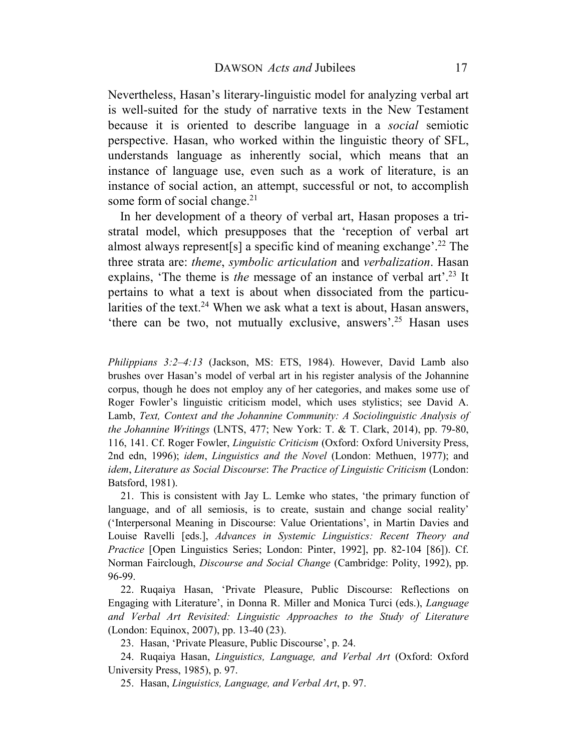Nevertheless, Hasan's literary-linguistic model for analyzing verbal art is well-suited for the study of narrative texts in the New Testament because it is oriented to describe language in a *social* semiotic perspective. Hasan, who worked within the linguistic theory of SFL, understands language as inherently social, which means that an instance of language use, even such as a work of literature, is an instance of social action, an attempt, successful or not, to accomplish some form of social change.[21]

In her development of a theory of verbal art, Hasan proposes a tri-stratal model, which presupposes that the 'reception of verbal art almost always represent[s] a specific kind of meaning exchange'.[22] The three strata are: *theme*, *symbolic articulation* and *verbalization*. Hasan explains, 'The theme is *the* message of an instance of verbal art'.[23] It pertains to what a text is about when dissociated from the particularities of the text.[24] When we ask what a text is about, Hasan answers, 'there can be two, not mutually exclusive, answers'.[25] Hasan uses

---

*Philippians 3:2–4:13* (Jackson, MS: ETS, 1984). However, David Lamb also brushes over Hasan's model of verbal art in his register analysis of the Johannine corpus, though he does not employ any of her categories, and makes some use of Roger Fowler's linguistic criticism model, which uses stylistics; see David A. Lamb, *Text, Context and the Johannine Community: A Sociolinguistic Analysis of the Johannine Writings* (LNTS, 477; New York: T. & T. Clark, 2014), pp. 79-80, 116, 141. Cf. Roger Fowler, *Linguistic Criticism* (Oxford: Oxford University Press, 2nd edn, 1996); *idem*, *Linguistics and the Novel* (London: Methuen, 1977); and *idem*, *Literature as Social Discourse*: *The Practice of Linguistic Criticism* (London: Batsford, 1981).

21. This is consistent with Jay L. Lemke who states, 'the primary function of language, and of all semiosis, is to create, sustain and change social reality' ('Interpersonal Meaning in Discourse: Value Orientations', in Martin Davies and Louise Ravelli [eds.], *Advances in Systemic Linguistics: Recent Theory and Practice* [Open Linguistics Series; London: Pinter, 1992], pp. 82-104 [86]). Cf. Norman Fairclough, *Discourse and Social Change* (Cambridge: Polity, 1992), pp. 96-99.

22. Ruqaiya Hasan, 'Private Pleasure, Public Discourse: Reflections on Engaging with Literature', in Donna R. Miller and Monica Turci (eds.), *Language and Verbal Art Revisited: Linguistic Approaches to the Study of Literature* (London: Equinox, 2007), pp. 13-40 (23).

23. Hasan, 'Private Pleasure, Public Discourse', p. 24.

24. Ruqaiya Hasan, *Linguistics, Language, and Verbal Art* (Oxford: Oxford University Press, 1985), p. 97.

25. Hasan, *Linguistics, Language, and Verbal Art*, p. 97.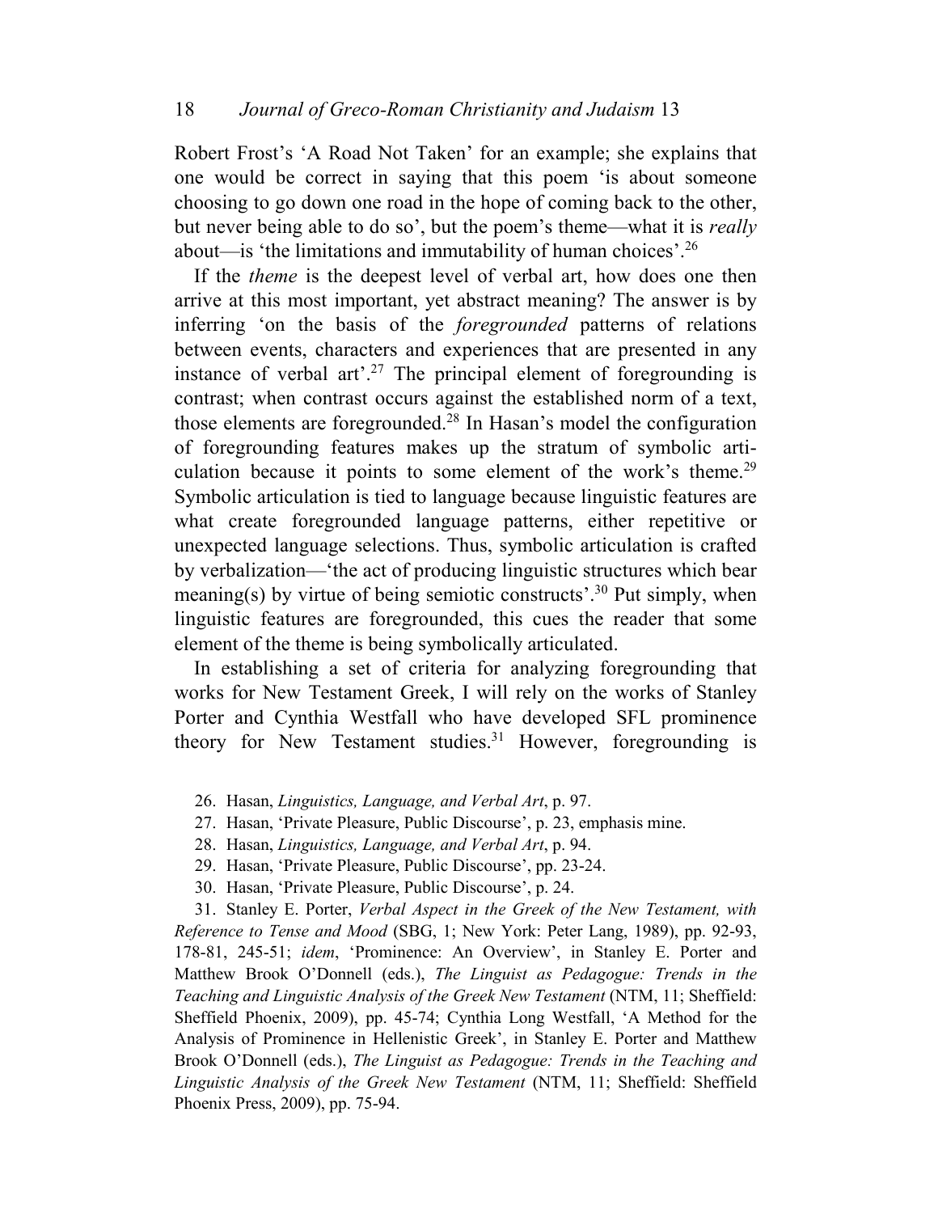Robert Frost's 'A Road Not Taken' for an example; she explains that one would be correct in saying that this poem 'is about someone choosing to go down one road in the hope of coming back to the other, but never being able to do so', but the poem's theme—what it is *really* about—is 'the limitations and immutability of human choices'.[26]

If the *theme* is the deepest level of verbal art, how does one then arrive at this most important, yet abstract meaning? The answer is by inferring 'on the basis of the *foregrounded* patterns of relations between events, characters and experiences that are presented in any instance of verbal art'.[27] The principal element of foregrounding is contrast; when contrast occurs against the established norm of a text, those elements are foregrounded.[28] In Hasan's model the configuration of foregrounding features makes up the stratum of symbolic articulation because it points to some element of the work's theme.[29] Symbolic articulation is tied to language because linguistic features are what create foregrounded language patterns, either repetitive or unexpected language selections. Thus, symbolic articulation is crafted by verbalization—'the act of producing linguistic structures which bear meaning(s) by virtue of being semiotic constructs'.[30] Put simply, when linguistic features are foregrounded, this cues the reader that some element of the theme is being symbolically articulated.

In establishing a set of criteria for analyzing foregrounding that works for New Testament Greek, I will rely on the works of Stanley Porter and Cynthia Westfall who have developed SFL prominence theory for New Testament studies.[31] However, foregrounding is

26. Hasan, *Linguistics, Language, and Verbal Art*, p. 97.

27. Hasan, 'Private Pleasure, Public Discourse', p. 23, emphasis mine.

28. Hasan, *Linguistics, Language, and Verbal Art*, p. 94.

29. Hasan, 'Private Pleasure, Public Discourse', pp. 23-24.

30. Hasan, 'Private Pleasure, Public Discourse', p. 24.

31. Stanley E. Porter, *Verbal Aspect in the Greek of the New Testament, with Reference to Tense and Mood* (SBG, 1; New York: Peter Lang, 1989), pp. 92-93, 178-81, 245-51; *idem*, 'Prominence: An Overview', in Stanley E. Porter and Matthew Brook O'Donnell (eds.), *The Linguist as Pedagogue: Trends in the Teaching and Linguistic Analysis of the Greek New Testament* (NTM, 11; Sheffield: Sheffield Phoenix, 2009), pp. 45-74; Cynthia Long Westfall, 'A Method for the Analysis of Prominence in Hellenistic Greek', in Stanley E. Porter and Matthew Brook O'Donnell (eds.), *The Linguist as Pedagogue: Trends in the Teaching and Linguistic Analysis of the Greek New Testament* (NTM, 11; Sheffield: Sheffield Phoenix Press, 2009), pp. 75-94.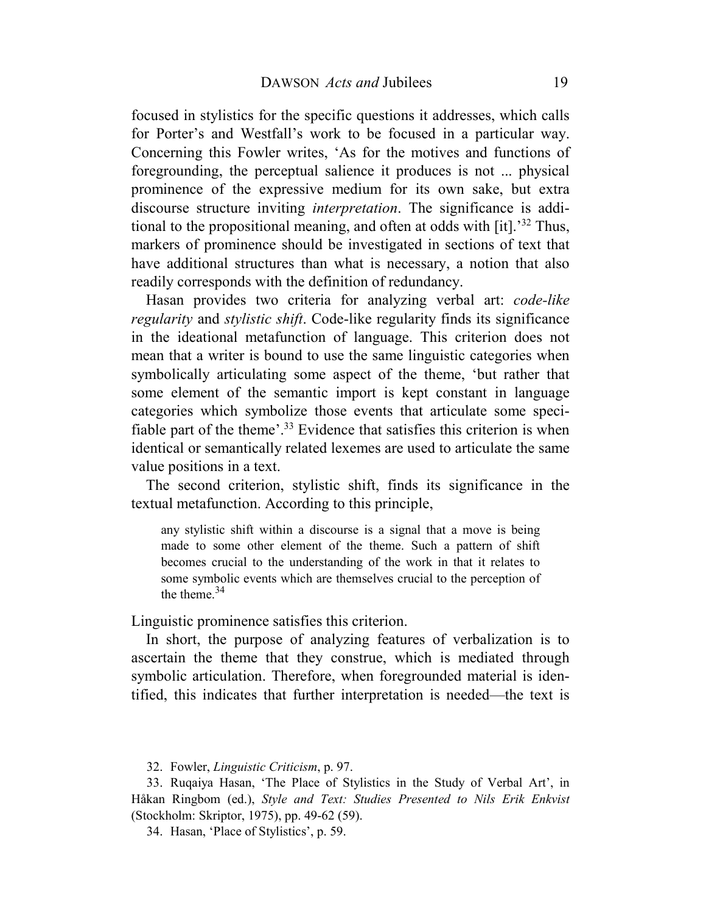focused in stylistics for the specific questions it addresses, which calls for Porter's and Westfall's work to be focused in a particular way. Concerning this Fowler writes, 'As for the motives and functions of foregrounding, the perceptual salience it produces is not ... physical prominence of the expressive medium for its own sake, but extra discourse structure inviting *interpretation*. The significance is additional to the propositional meaning, and often at odds with [it].'[32] Thus, markers of prominence should be investigated in sections of text that have additional structures than what is necessary, a notion that also readily corresponds with the definition of redundancy.

Hasan provides two criteria for analyzing verbal art: *code-like regularity* and *stylistic shift*. Code-like regularity finds its significance in the ideational metafunction of language. This criterion does not mean that a writer is bound to use the same linguistic categories when symbolically articulating some aspect of the theme, 'but rather that some element of the semantic import is kept constant in language categories which symbolize those events that articulate some specifiable part of the theme'.[33] Evidence that satisfies this criterion is when identical or semantically related lexemes are used to articulate the same value positions in a text.

The second criterion, stylistic shift, finds its significance in the textual metafunction. According to this principle,

> any stylistic shift within a discourse is a signal that a move is being made to some other element of the theme. Such a pattern of shift becomes crucial to the understanding of the work in that it relates to some symbolic events which are themselves crucial to the perception of the theme.[34]

Linguistic prominence satisfies this criterion.

In short, the purpose of analyzing features of verbalization is to ascertain the theme that they construe, which is mediated through symbolic articulation. Therefore, when foregrounded material is identified, this indicates that further interpretation is needed—the text is

32. Fowler, *Linguistic Criticism*, p. 97.

33. Ruqaiya Hasan, 'The Place of Stylistics in the Study of Verbal Art', in Håkan Ringbom (ed.), *Style and Text: Studies Presented to Nils Erik Enkvist* (Stockholm: Skriptor, 1975), pp. 49-62 (59).

34. Hasan, 'Place of Stylistics', p. 59.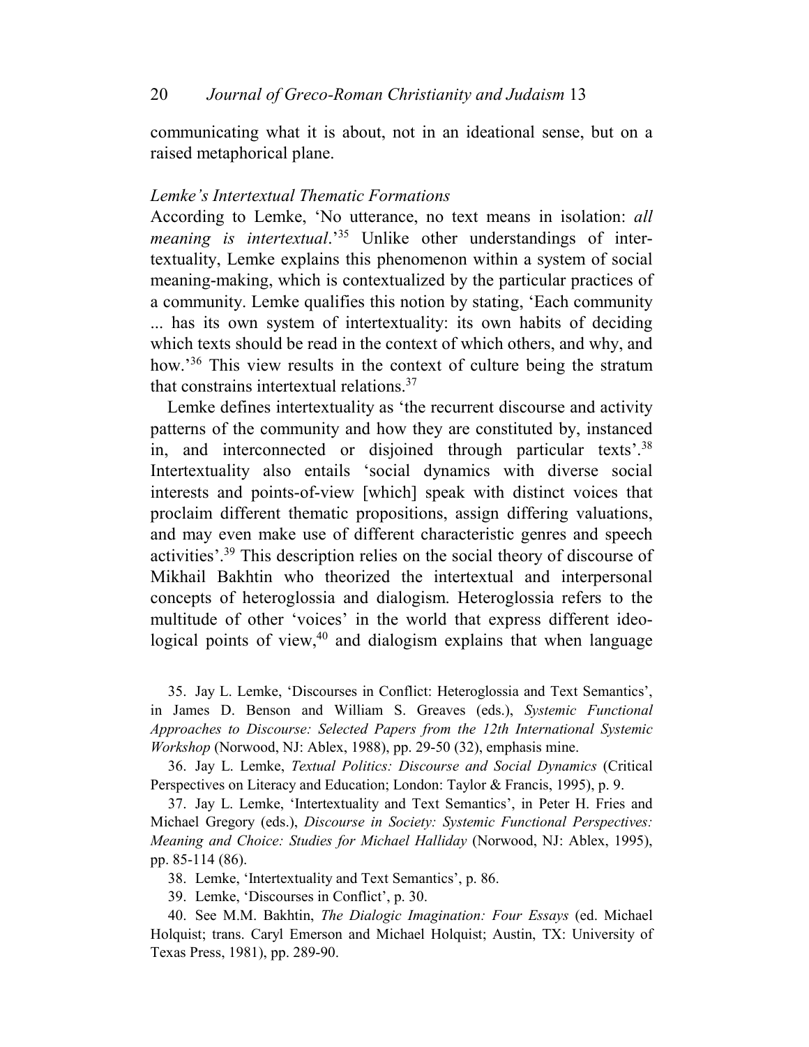communicating what it is about, not in an ideational sense, but on a raised metaphorical plane.

### *Lemke's Intertextual Thematic Formations*

According to Lemke, 'No utterance, no text means in isolation: *all meaning is intertextual*.'[35] Unlike other understandings of intertextuality, Lemke explains this phenomenon within a system of social meaning-making, which is contextualized by the particular practices of a community. Lemke qualifies this notion by stating, 'Each community ... has its own system of intertextuality: its own habits of deciding which texts should be read in the context of which others, and why, and how.'[36] This view results in the context of culture being the stratum that constrains intertextual relations.[37]

Lemke defines intertextuality as 'the recurrent discourse and activity patterns of the community and how they are constituted by, instanced in, and interconnected or disjoined through particular texts'.[38] Intertextuality also entails 'social dynamics with diverse social interests and points-of-view [which] speak with distinct voices that proclaim different thematic propositions, assign differing valuations, and may even make use of different characteristic genres and speech activities'.[39] This description relies on the social theory of discourse of Mikhail Bakhtin who theorized the intertextual and interpersonal concepts of heteroglossia and dialogism. Heteroglossia refers to the multitude of other 'voices' in the world that express different ideological points of view,[40] and dialogism explains that when language

35. Jay L. Lemke, 'Discourses in Conflict: Heteroglossia and Text Semantics', in James D. Benson and William S. Greaves (eds.), *Systemic Functional Approaches to Discourse: Selected Papers from the 12th International Systemic Workshop* (Norwood, NJ: Ablex, 1988), pp. 29-50 (32), emphasis mine.

36. Jay L. Lemke, *Textual Politics: Discourse and Social Dynamics* (Critical Perspectives on Literacy and Education; London: Taylor & Francis, 1995), p. 9.

37. Jay L. Lemke, 'Intertextuality and Text Semantics', in Peter H. Fries and Michael Gregory (eds.), *Discourse in Society: Systemic Functional Perspectives: Meaning and Choice: Studies for Michael Halliday* (Norwood, NJ: Ablex, 1995), pp. 85-114 (86).

38. Lemke, 'Intertextuality and Text Semantics', p. 86.

39. Lemke, 'Discourses in Conflict', p. 30.

40. See M.M. Bakhtin, *The Dialogic Imagination: Four Essays* (ed. Michael Holquist; trans. Caryl Emerson and Michael Holquist; Austin, TX: University of Texas Press, 1981), pp. 289-90.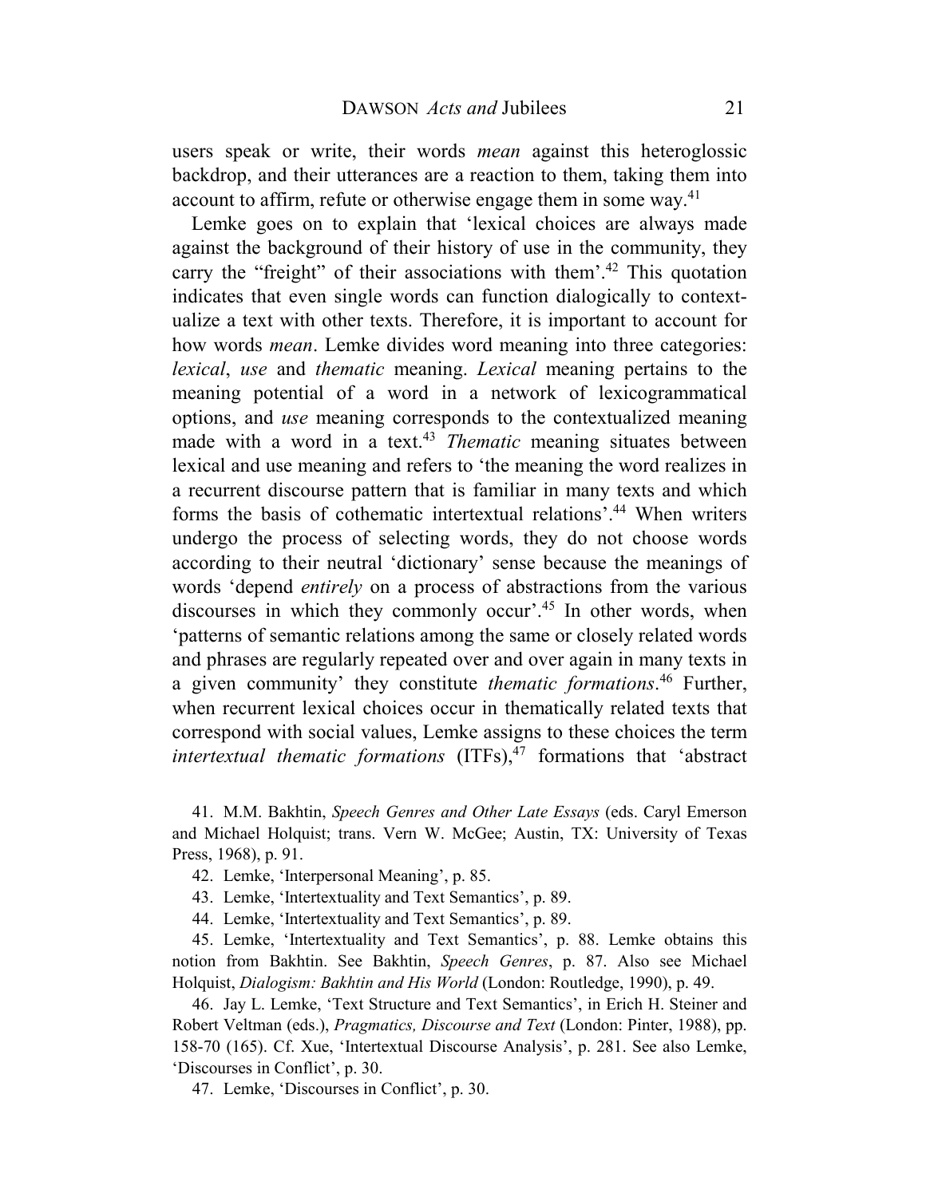users speak or write, their words *mean* against this heteroglossic backdrop, and their utterances are a reaction to them, taking them into account to affirm, refute or otherwise engage them in some way.[41]

Lemke goes on to explain that 'lexical choices are always made against the background of their history of use in the community, they carry the "freight" of their associations with them'.[42] This quotation indicates that even single words can function dialogically to contextualize a text with other texts. Therefore, it is important to account for how words *mean*. Lemke divides word meaning into three categories: *lexical*, *use* and *thematic* meaning. *Lexical* meaning pertains to the meaning potential of a word in a network of lexicogrammatical options, and *use* meaning corresponds to the contextualized meaning made with a word in a text.[43] *Thematic* meaning situates between lexical and use meaning and refers to 'the meaning the word realizes in a recurrent discourse pattern that is familiar in many texts and which forms the basis of cothematic intertextual relations'.[44] When writers undergo the process of selecting words, they do not choose words according to their neutral 'dictionary' sense because the meanings of words 'depend *entirely* on a process of abstractions from the various discourses in which they commonly occur'.[45] In other words, when 'patterns of semantic relations among the same or closely related words and phrases are regularly repeated over and over again in many texts in a given community' they constitute *thematic formations*.[46] Further, when recurrent lexical choices occur in thematically related texts that correspond with social values, Lemke assigns to these choices the term *intertextual thematic formations* (ITFs),[47] formations that 'abstract

41. M.M. Bakhtin, *Speech Genres and Other Late Essays* (eds. Caryl Emerson and Michael Holquist; trans. Vern W. McGee; Austin, TX: University of Texas Press, 1968), p. 91.

42. Lemke, 'Interpersonal Meaning', p. 85.

43. Lemke, 'Intertextuality and Text Semantics', p. 89.

44. Lemke, 'Intertextuality and Text Semantics', p. 89.

45. Lemke, 'Intertextuality and Text Semantics', p. 88. Lemke obtains this notion from Bakhtin. See Bakhtin, *Speech Genres*, p. 87. Also see Michael Holquist, *Dialogism: Bakhtin and His World* (London: Routledge, 1990), p. 49.

46. Jay L. Lemke, 'Text Structure and Text Semantics', in Erich H. Steiner and Robert Veltman (eds.), *Pragmatics, Discourse and Text* (London: Pinter, 1988), pp. 158-70 (165). Cf. Xue, 'Intertextual Discourse Analysis', p. 281. See also Lemke, 'Discourses in Conflict', p. 30.

47. Lemke, 'Discourses in Conflict', p. 30.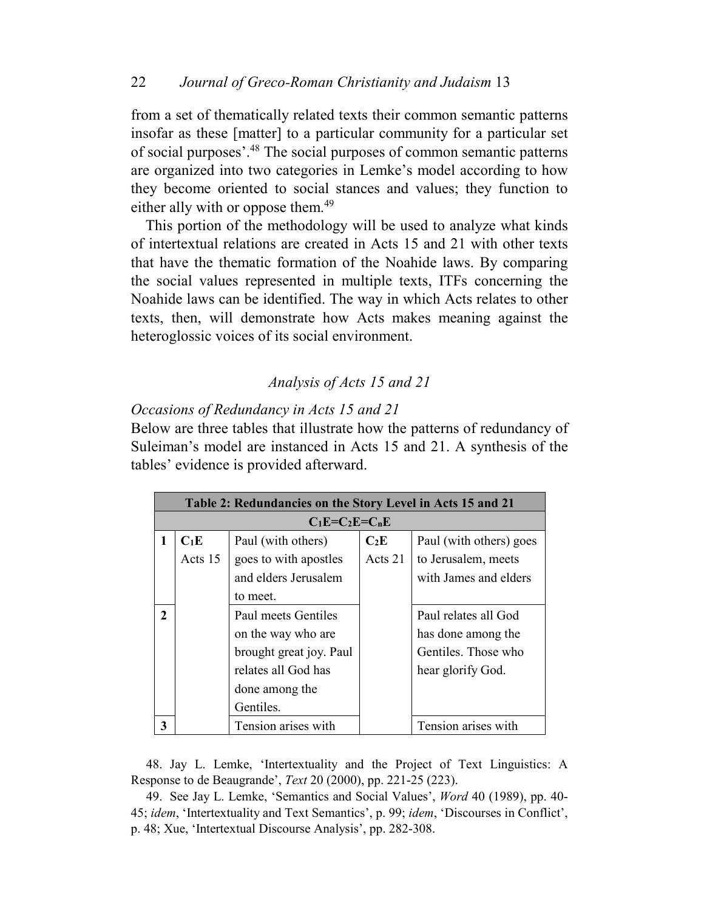from a set of thematically related texts their common semantic patterns insofar as these [matter] to a particular community for a particular set of social purposes'.[48] The social purposes of common semantic patterns are organized into two categories in Lemke's model according to how they become oriented to social stances and values; they function to either ally with or oppose them.[49]

This portion of the methodology will be used to analyze what kinds of intertextual relations are created in Acts 15 and 21 with other texts that have the thematic formation of the Noahide laws. By comparing the social values represented in multiple texts, ITFs concerning the Noahide laws can be identified. The way in which Acts relates to other texts, then, will demonstrate how Acts makes meaning against the heteroglossic voices of its social environment.

## *Analysis of Acts 15 and 21*

### *Occasions of Redundancy in Acts 15 and 21*

Below are three tables that illustrate how the patterns of redundancy of Suleiman's model are instanced in Acts 15 and 21. A synthesis of the tables' evidence is provided afterward.

| **Table 2: Redundancies on the Story Level in Acts 15 and 21** | | | | |
|---|---|---|---|---|
| **$C_1E=C_2E=C_nE$** | | | | |
| **1** | **$C_1E$** Acts 15 | Paul (with others) goes to with apostles and elders Jerusalem to meet. | **$C_2E$** Acts 21 | Paul (with others) goes to Jerusalem, meets with James and elders |
| **2** | | Paul meets Gentiles on the way who are brought great joy. Paul relates all God has done among the Gentiles. | | Paul relates all God has done among the Gentiles. Those who hear glorify God. |
| **3** | | Tension arises with | | Tension arises with |

48. Jay L. Lemke, 'Intertextuality and the Project of Text Linguistics: A Response to de Beaugrande', *Text* 20 (2000), pp. 221-25 (223).

49. See Jay L. Lemke, 'Semantics and Social Values', *Word* 40 (1989), pp. 40-45; *idem*, 'Intertextuality and Text Semantics', p. 99; *idem*, 'Discourses in Conflict', p. 48; Xue, 'Intertextual Discourse Analysis', pp. 282-308.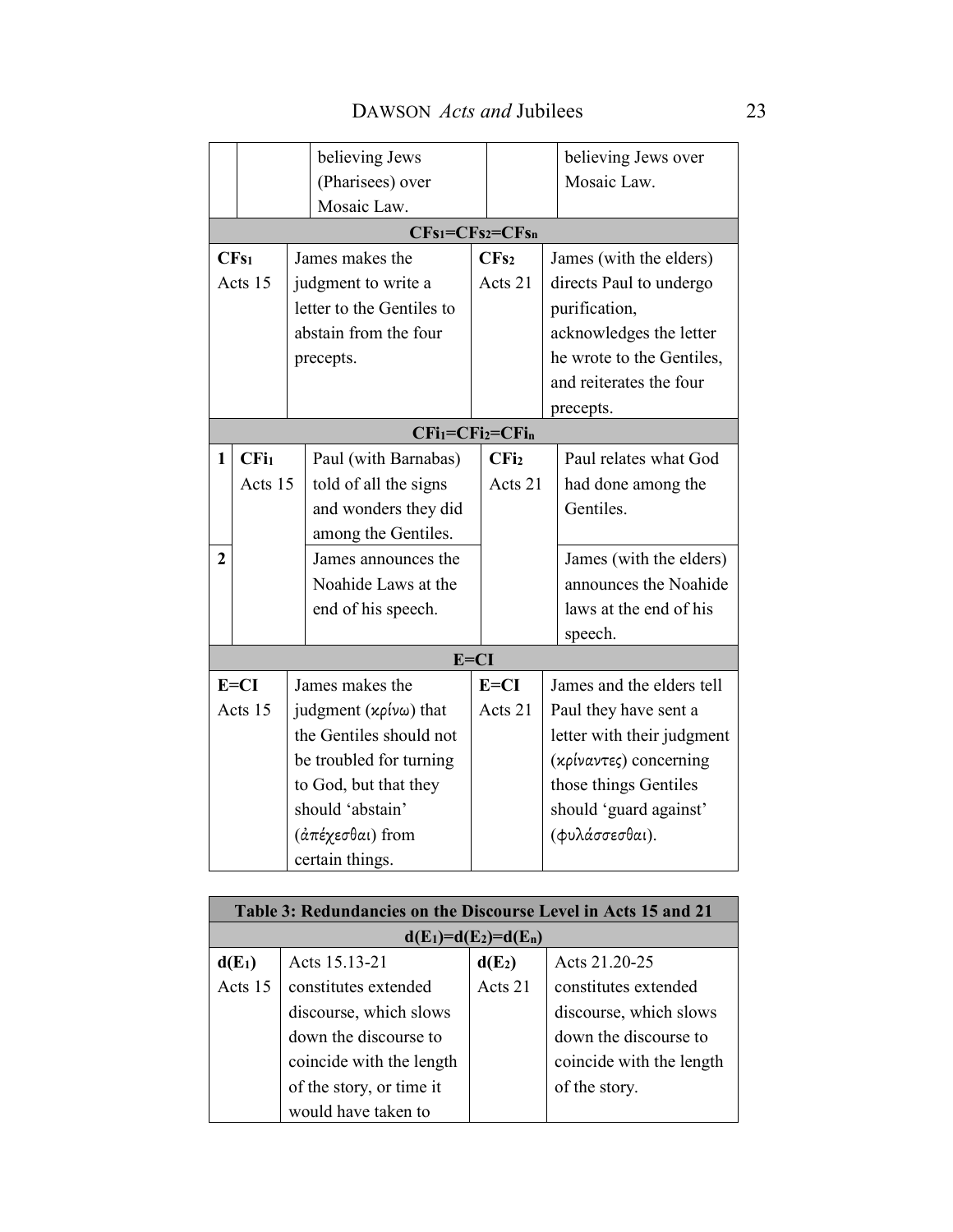| | | | |
|---|---|---|---|
| | believing Jews (Pharisees) over Mosaic Law. | | believing Jews over Mosaic Law. |
| **$CFs_1$=$CFs_2$=$CFs_n$** | | | |
| **$CFs_1$** Acts 15 | James makes the judgment to write a letter to the Gentiles to abstain from the four precepts. | **$CFs_2$** Acts 21 | James (with the elders) directs Paul to undergo purification, acknowledges the letter he wrote to the Gentiles, and reiterates the four precepts. |
| **$CFi_1$=$CFi_2$=$CFi_n$** | | | |
| **1** **$CFi_1$** Acts 15 | Paul (with Barnabas) told of all the signs and wonders they did among the Gentiles. | **$CFi_2$** Acts 21 | Paul relates what God had done among the Gentiles. |
| **2** | James announces the Noahide Laws at the end of his speech. | | James (with the elders) announces the Noahide laws at the end of his speech. |
| **E=CI** | | | |
| **E=CI** Acts 15 | James makes the judgment (κρίνω) that the Gentiles should not be troubled for turning to God, but that they should 'abstain' (ἀπέχεσθαι) from certain things. | **E=CI** Acts 21 | James and the elders tell Paul they have sent a letter with their judgment (κρίναντες) concerning those things Gentiles should 'guard against' (φυλάσσεσθαι). |

| **Table 3: Redundancies on the Discourse Level in Acts 15 and 21** | | | |
|---|---|---|---|
| **$d(E_1)$=$d(E_2)$=$d(E_n)$** | | | |
| **$d(E_1)$** Acts 15 | Acts 15.13-21 constitutes extended discourse, which slows down the discourse to coincide with the length of the story, or time it would have taken to | **$d(E_2)$** Acts 21 | Acts 21.20-25 constitutes extended discourse, which slows down the discourse to coincide with the length of the story. |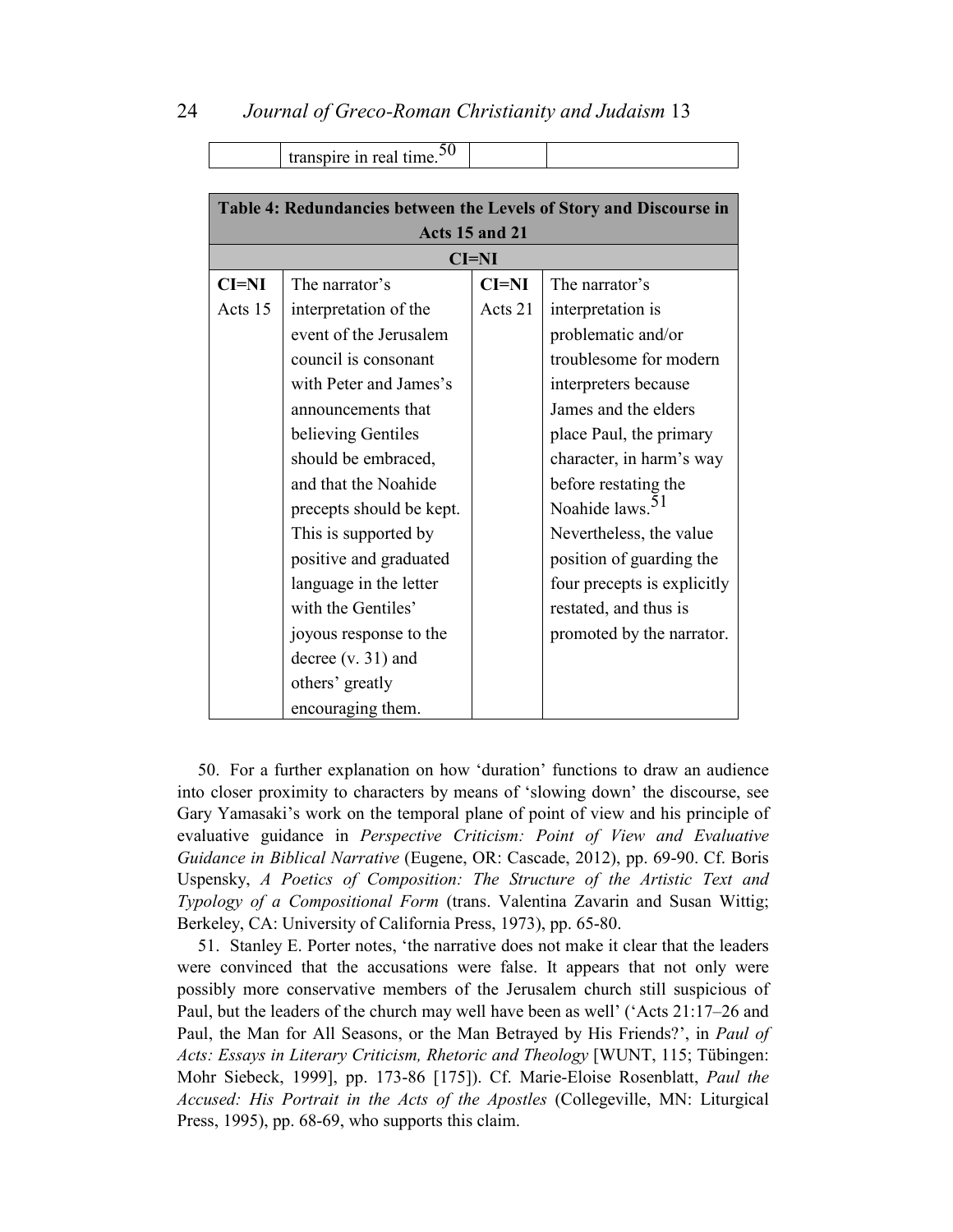|  | transpire in real time.[50] |  |  |
|---|---|---|---|

| **Table 4: Redundancies between the Levels of Story and Discourse in Acts 15 and 21** | | | |
|---|---|---|---|
| **CI=NI** | | | |
| **CI=NI** Acts 15 | The narrator's interpretation of the event of the Jerusalem council is consonant with Peter and James's announcements that believing Gentiles should be embraced, and that the Noahide precepts should be kept. This is supported by positive and graduated language in the letter with the Gentiles' joyous response to the decree (v. 31) and others' greatly encouraging them. | **CI=NI** Acts 21 | The narrator's interpretation is problematic and/or troublesome for modern interpreters because James and the elders place Paul, the primary character, in harm's way before restating the Noahide laws.[51] Nevertheless, the value position of guarding the four precepts is explicitly restated, and thus is promoted by the narrator. |

50. For a further explanation on how 'duration' functions to draw an audience into closer proximity to characters by means of 'slowing down' the discourse, see Gary Yamasaki's work on the temporal plane of point of view and his principle of evaluative guidance in *Perspective Criticism: Point of View and Evaluative Guidance in Biblical Narrative* (Eugene, OR: Cascade, 2012), pp. 69-90. Cf. Boris Uspensky, *A Poetics of Composition: The Structure of the Artistic Text and Typology of a Compositional Form* (trans. Valentina Zavarin and Susan Wittig; Berkeley, CA: University of California Press, 1973), pp. 65-80.

51. Stanley E. Porter notes, 'the narrative does not make it clear that the leaders were convinced that the accusations were false. It appears that not only were possibly more conservative members of the Jerusalem church still suspicious of Paul, but the leaders of the church may well have been as well' ('Acts 21:17–26 and Paul, the Man for All Seasons, or the Man Betrayed by His Friends?', in *Paul of Acts: Essays in Literary Criticism, Rhetoric and Theology* [WUNT, 115; Tübingen: Mohr Siebeck, 1999], pp. 173-86 [175]). Cf. Marie-Eloise Rosenblatt, *Paul the Accused: His Portrait in the Acts of the Apostles* (Collegeville, MN: Liturgical Press, 1995), pp. 68-69, who supports this claim.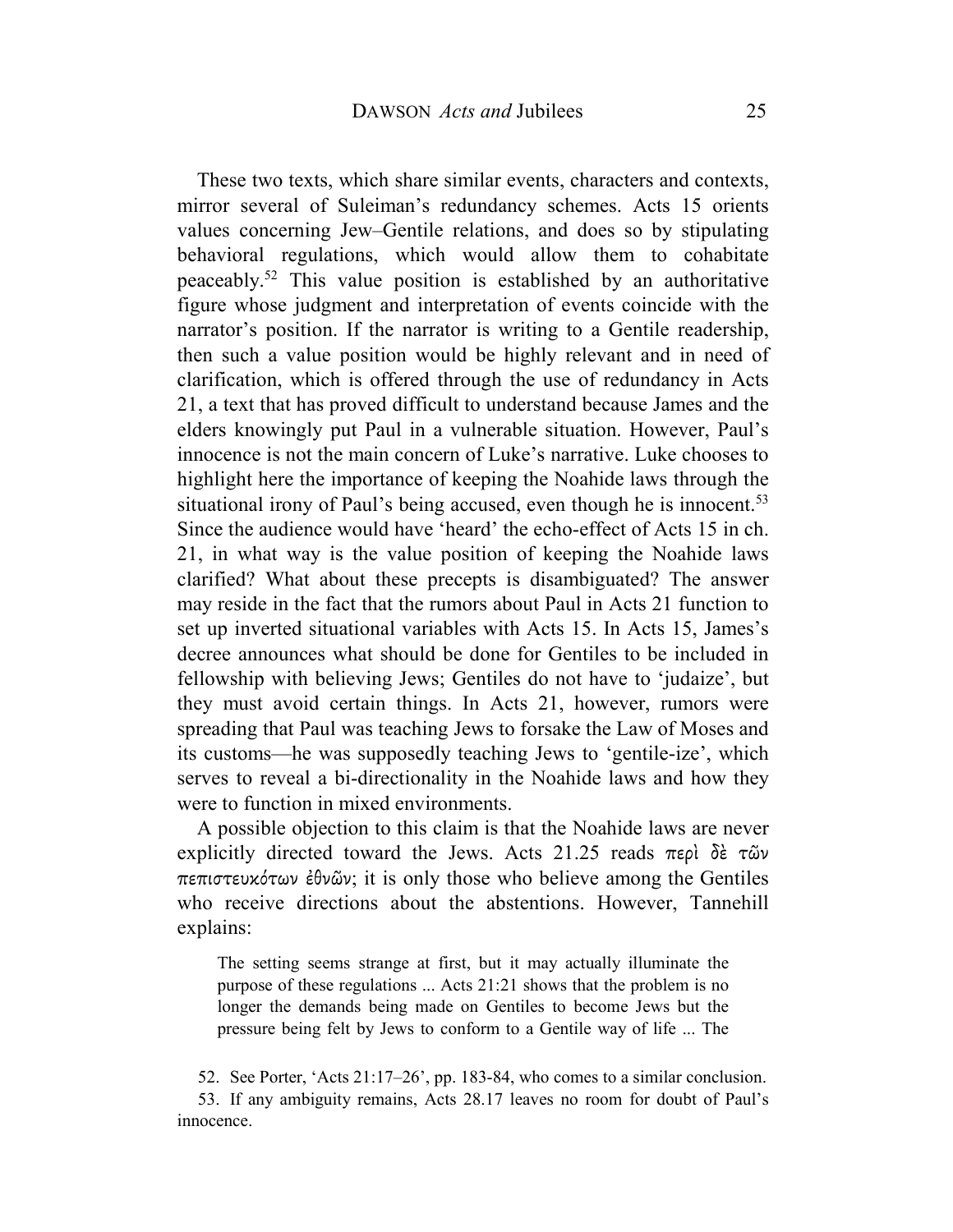These two texts, which share similar events, characters and contexts, mirror several of Suleiman's redundancy schemes. Acts 15 orients values concerning Jew–Gentile relations, and does so by stipulating behavioral regulations, which would allow them to cohabitate peaceably.[52] This value position is established by an authoritative figure whose judgment and interpretation of events coincide with the narrator's position. If the narrator is writing to a Gentile readership, then such a value position would be highly relevant and in need of clarification, which is offered through the use of redundancy in Acts 21, a text that has proved difficult to understand because James and the elders knowingly put Paul in a vulnerable situation. However, Paul's innocence is not the main concern of Luke's narrative. Luke chooses to highlight here the importance of keeping the Noahide laws through the situational irony of Paul's being accused, even though he is innocent.[53] Since the audience would have 'heard' the echo-effect of Acts 15 in ch. 21, in what way is the value position of keeping the Noahide laws clarified? What about these precepts is disambiguated? The answer may reside in the fact that the rumors about Paul in Acts 21 function to set up inverted situational variables with Acts 15. In Acts 15, James's decree announces what should be done for Gentiles to be included in fellowship with believing Jews; Gentiles do not have to 'judaize', but they must avoid certain things. In Acts 21, however, rumors were spreading that Paul was teaching Jews to forsake the Law of Moses and its customs—he was supposedly teaching Jews to 'gentile-ize', which serves to reveal a bi-directionality in the Noahide laws and how they were to function in mixed environments.

A possible objection to this claim is that the Noahide laws are never explicitly directed toward the Jews. Acts 21.25 reads περὶ δὲ τῶν πεπιστευκότων ἐθνῶν; it is only those who believe among the Gentiles who receive directions about the abstentions. However, Tannehill explains:

> The setting seems strange at first, but it may actually illuminate the purpose of these regulations ... Acts 21:21 shows that the problem is no longer the demands being made on Gentiles to become Jews but the pressure being felt by Jews to conform to a Gentile way of life ... The

52. See Porter, 'Acts 21:17–26', pp. 183-84, who comes to a similar conclusion.

53. If any ambiguity remains, Acts 28.17 leaves no room for doubt of Paul's innocence.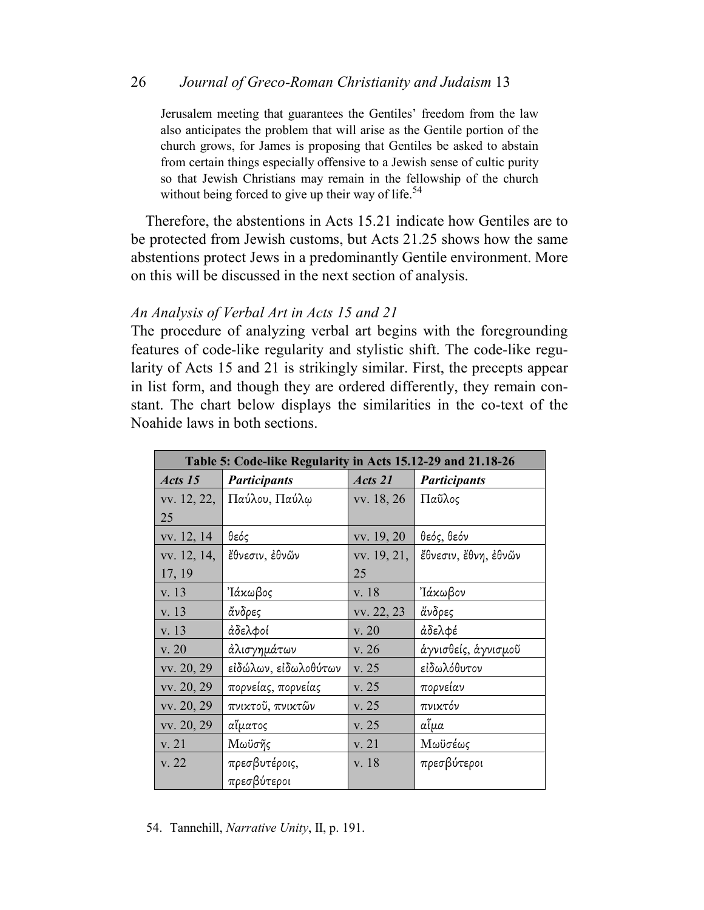Jerusalem meeting that guarantees the Gentiles' freedom from the law also anticipates the problem that will arise as the Gentile portion of the church grows, for James is proposing that Gentiles be asked to abstain from certain things especially offensive to a Jewish sense of cultic purity so that Jewish Christians may remain in the fellowship of the church without being forced to give up their way of life.[54]

Therefore, the abstentions in Acts 15.21 indicate how Gentiles are to be protected from Jewish customs, but Acts 21.25 shows how the same abstentions protect Jews in a predominantly Gentile environment. More on this will be discussed in the next section of analysis.

### *An Analysis of Verbal Art in Acts 15 and 21*

The procedure of analyzing verbal art begins with the foregrounding features of code-like regularity and stylistic shift. The code-like regularity of Acts 15 and 21 is strikingly similar. First, the precepts appear in list form, and though they are ordered differently, they remain constant. The chart below displays the similarities in the co-text of the Noahide laws in both sections.

| Table 5: Code-like Regularity in Acts 15.12-29 and 21.18-26 | | | |
|---|---|---|---|
| ***Acts 15*** | ***Participants*** | ***Acts 21*** | ***Participants*** |
| vv. 12, 22, 25 | Παύλου, Παύλῳ | vv. 18, 26 | Παῦλος |
| vv. 12, 14 | θεός | vv. 19, 20 | θεός, θεόν |
| vv. 12, 14, 17, 19 | ἔθνεσιν, ἐθνῶν | vv. 19, 21, 25 | ἔθνεσιν, ἔθνη, ἐθνῶν |
| v. 13 | Ἰάκωβος | v. 18 | Ἰάκωβον |
| v. 13 | ἄνδρες | vv. 22, 23 | ἄνδρες |
| v. 13 | ἀδελφοί | v. 20 | ἀδελφέ |
| v. 20 | ἀλισγημάτων | v. 26 | ἁγνισθείς, ἁγνισμοῦ |
| vv. 20, 29 | εἰδώλων, εἰδωλοθύτων | v. 25 | εἰδωλόθυτον |
| vv. 20, 29 | πορνείας, πορνείας | v. 25 | πορνείαν |
| vv. 20, 29 | πνικτοῦ, πνικτῶν | v. 25 | πνικτόν |
| vv. 20, 29 | αἵματος | v. 25 | αἷμα |
| v. 21 | Μωϋσῆς | v. 21 | Μωϋσέως |
| v. 22 | πρεσβυτέροις, πρεσβύτεροι | v. 18 | πρεσβύτεροι |

54. Tannehill, *Narrative Unity*, II, p. 191.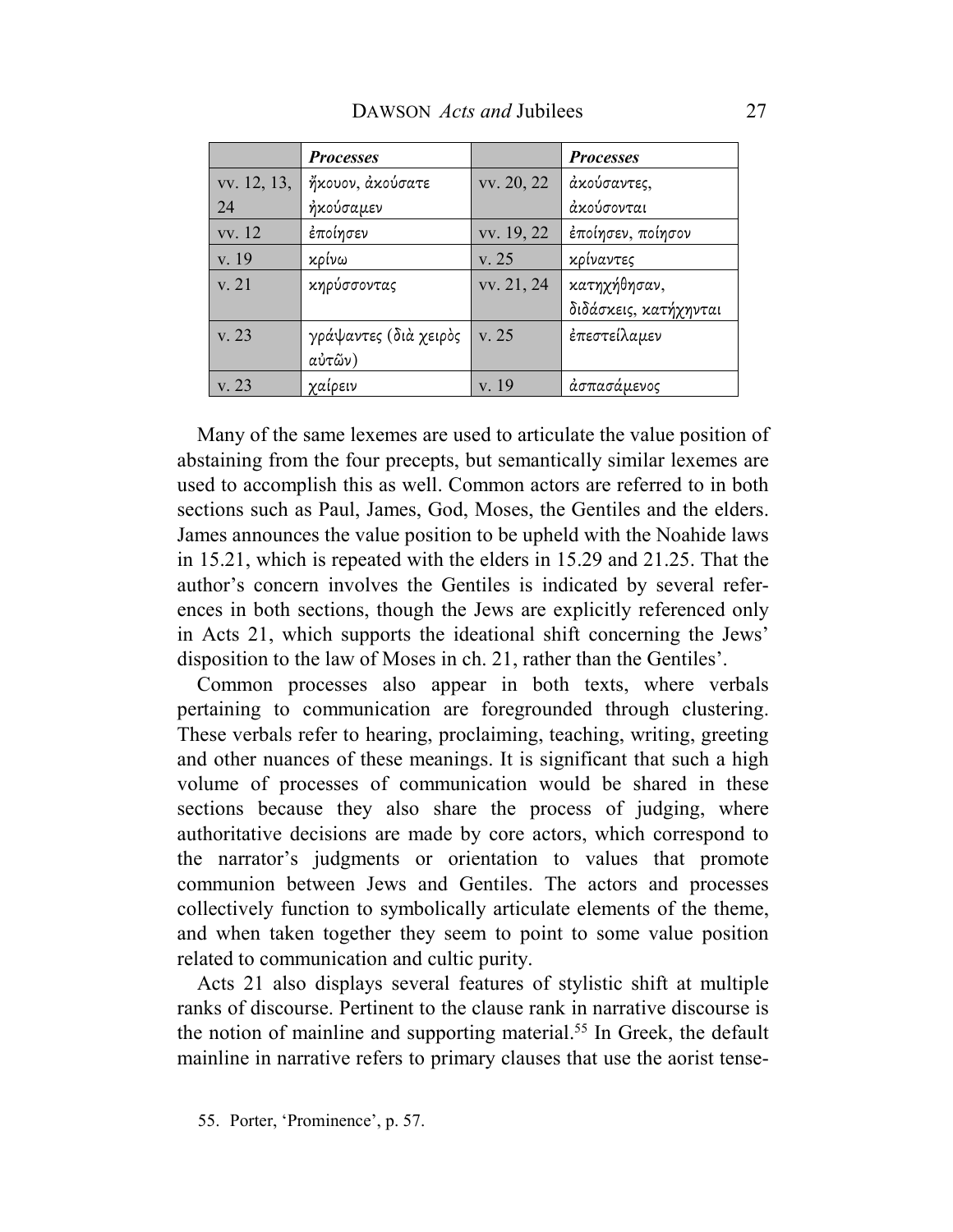| | *Processes* | | *Processes* |
|---|---|---|---|
| vv. 12, 13, 24 | ἤκουον, ἀκούσατε ἠκούσαμεν | vv. 20, 22 | ἀκούσαντες, ἀκούσονται |
| vv. 12 | ἐποίησεν | vv. 19, 22 | ἐποίησεν, ποίησον |
| v. 19 | κρίνω | v. 25 | κρίναντες |
| v. 21 | κηρύσσοντας | vv. 21, 24 | κατηχήθησαν, διδάσκεις, κατήχηνται |
| v. 23 | γράψαντες (διὰ χειρὸς αὐτῶν) | v. 25 | ἐπεστείλαμεν |
| v. 23 | χαίρειν | v. 19 | ἀσπασάμενος |

Many of the same lexemes are used to articulate the value position of abstaining from the four precepts, but semantically similar lexemes are used to accomplish this as well. Common actors are referred to in both sections such as Paul, James, God, Moses, the Gentiles and the elders. James announces the value position to be upheld with the Noahide laws in 15.21, which is repeated with the elders in 15.29 and 21.25. That the author's concern involves the Gentiles is indicated by several references in both sections, though the Jews are explicitly referenced only in Acts 21, which supports the ideational shift concerning the Jews' disposition to the law of Moses in ch. 21, rather than the Gentiles'.

Common processes also appear in both texts, where verbals pertaining to communication are foregrounded through clustering. These verbals refer to hearing, proclaiming, teaching, writing, greeting and other nuances of these meanings. It is significant that such a high volume of processes of communication would be shared in these sections because they also share the process of judging, where authoritative decisions are made by core actors, which correspond to the narrator's judgments or orientation to values that promote communion between Jews and Gentiles. The actors and processes collectively function to symbolically articulate elements of the theme, and when taken together they seem to point to some value position related to communication and cultic purity.

Acts 21 also displays several features of stylistic shift at multiple ranks of discourse. Pertinent to the clause rank in narrative discourse is the notion of mainline and supporting material.[55] In Greek, the default mainline in narrative refers to primary clauses that use the aorist tense-

55. Porter, 'Prominence', p. 57.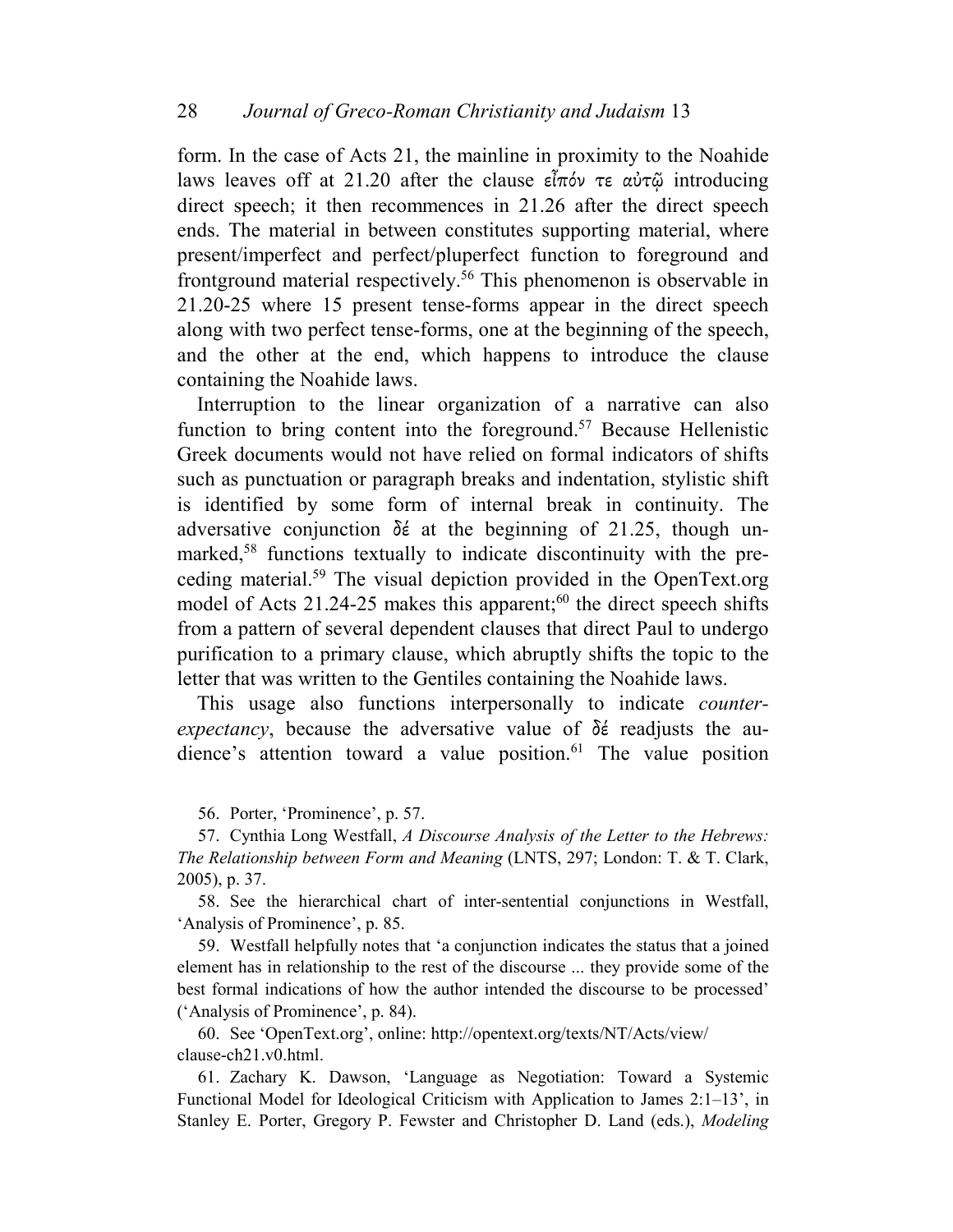form. In the case of Acts 21, the mainline in proximity to the Noahide laws leaves off at 21.20 after the clause εἶπόν τε αὐτῷ introducing direct speech; it then recommences in 21.26 after the direct speech ends. The material in between constitutes supporting material, where present/imperfect and perfect/pluperfect function to foreground and frontground material respectively.[56] This phenomenon is observable in 21.20-25 where 15 present tense-forms appear in the direct speech along with two perfect tense-forms, one at the beginning of the speech, and the other at the end, which happens to introduce the clause containing the Noahide laws.

Interruption to the linear organization of a narrative can also function to bring content into the foreground.[57] Because Hellenistic Greek documents would not have relied on formal indicators of shifts such as punctuation or paragraph breaks and indentation, stylistic shift is identified by some form of internal break in continuity. The adversative conjunction δέ at the beginning of 21.25, though unmarked,[58] functions textually to indicate discontinuity with the preceding material.[59] The visual depiction provided in the OpenText.org model of Acts 21.24-25 makes this apparent;[60] the direct speech shifts from a pattern of several dependent clauses that direct Paul to undergo purification to a primary clause, which abruptly shifts the topic to the letter that was written to the Gentiles containing the Noahide laws.

This usage also functions interpersonally to indicate *counter-expectancy*, because the adversative value of δέ readjusts the audience's attention toward a value position.[61] The value position

56. Porter, 'Prominence', p. 57.

57. Cynthia Long Westfall, *A Discourse Analysis of the Letter to the Hebrews: The Relationship between Form and Meaning* (LNTS, 297; London: T. & T. Clark, 2005), p. 37.

58. See the hierarchical chart of inter-sentential conjunctions in Westfall, 'Analysis of Prominence', p. 85.

59. Westfall helpfully notes that 'a conjunction indicates the status that a joined element has in relationship to the rest of the discourse ... they provide some of the best formal indications of how the author intended the discourse to be processed' ('Analysis of Prominence', p. 84).

60. See 'OpenText.org', online: http://opentext.org/texts/NT/Acts/view/clause-ch21.v0.html.

61. Zachary K. Dawson, 'Language as Negotiation: Toward a Systemic Functional Model for Ideological Criticism with Application to James 2:1–13', in Stanley E. Porter, Gregory P. Fewster and Christopher D. Land (eds.), *Modeling*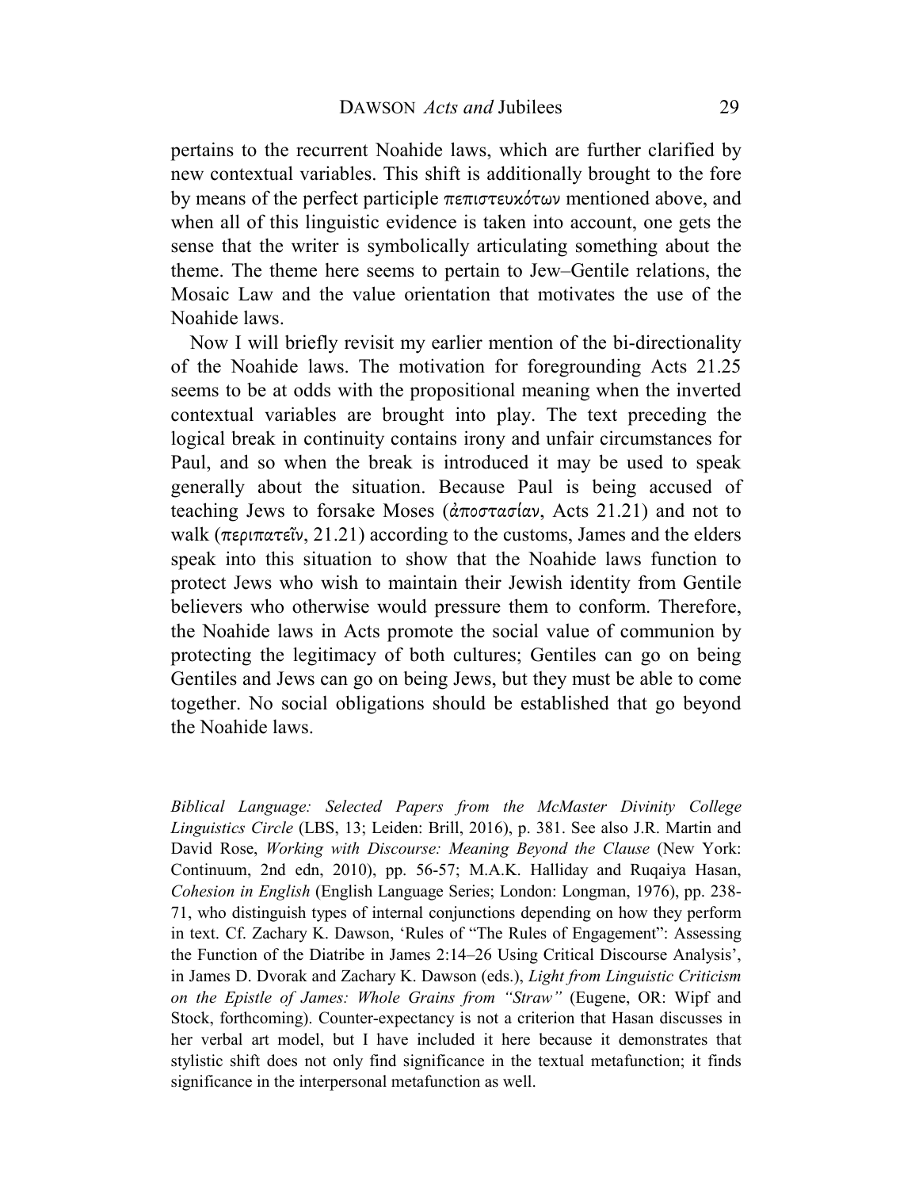pertains to the recurrent Noahide laws, which are further clarified by new contextual variables. This shift is additionally brought to the fore by means of the perfect participle πεπιστευκότων mentioned above, and when all of this linguistic evidence is taken into account, one gets the sense that the writer is symbolically articulating something about the theme. The theme here seems to pertain to Jew–Gentile relations, the Mosaic Law and the value orientation that motivates the use of the Noahide laws.

Now I will briefly revisit my earlier mention of the bi-directionality of the Noahide laws. The motivation for foregrounding Acts 21.25 seems to be at odds with the propositional meaning when the inverted contextual variables are brought into play. The text preceding the logical break in continuity contains irony and unfair circumstances for Paul, and so when the break is introduced it may be used to speak generally about the situation. Because Paul is being accused of teaching Jews to forsake Moses (ἀποστασίαν, Acts 21.21) and not to walk (περιπατεῖν, 21.21) according to the customs, James and the elders speak into this situation to show that the Noahide laws function to protect Jews who wish to maintain their Jewish identity from Gentile believers who otherwise would pressure them to conform. Therefore, the Noahide laws in Acts promote the social value of communion by protecting the legitimacy of both cultures; Gentiles can go on being Gentiles and Jews can go on being Jews, but they must be able to come together. No social obligations should be established that go beyond the Noahide laws.

---

*Biblical Language: Selected Papers from the McMaster Divinity College Linguistics Circle* (LBS, 13; Leiden: Brill, 2016), p. 381. See also J.R. Martin and David Rose, *Working with Discourse: Meaning Beyond the Clause* (New York: Continuum, 2nd edn, 2010), pp. 56-57; M.A.K. Halliday and Ruqaiya Hasan, *Cohesion in English* (English Language Series; London: Longman, 1976), pp. 238-71, who distinguish types of internal conjunctions depending on how they perform in text. Cf. Zachary K. Dawson, 'Rules of "The Rules of Engagement": Assessing the Function of the Diatribe in James 2:14–26 Using Critical Discourse Analysis', in James D. Dvorak and Zachary K. Dawson (eds.), *Light from Linguistic Criticism on the Epistle of James: Whole Grains from "Straw"* (Eugene, OR: Wipf and Stock, forthcoming). Counter-expectancy is not a criterion that Hasan discusses in her verbal art model, but I have included it here because it demonstrates that stylistic shift does not only find significance in the textual metafunction; it finds significance in the interpersonal metafunction as well.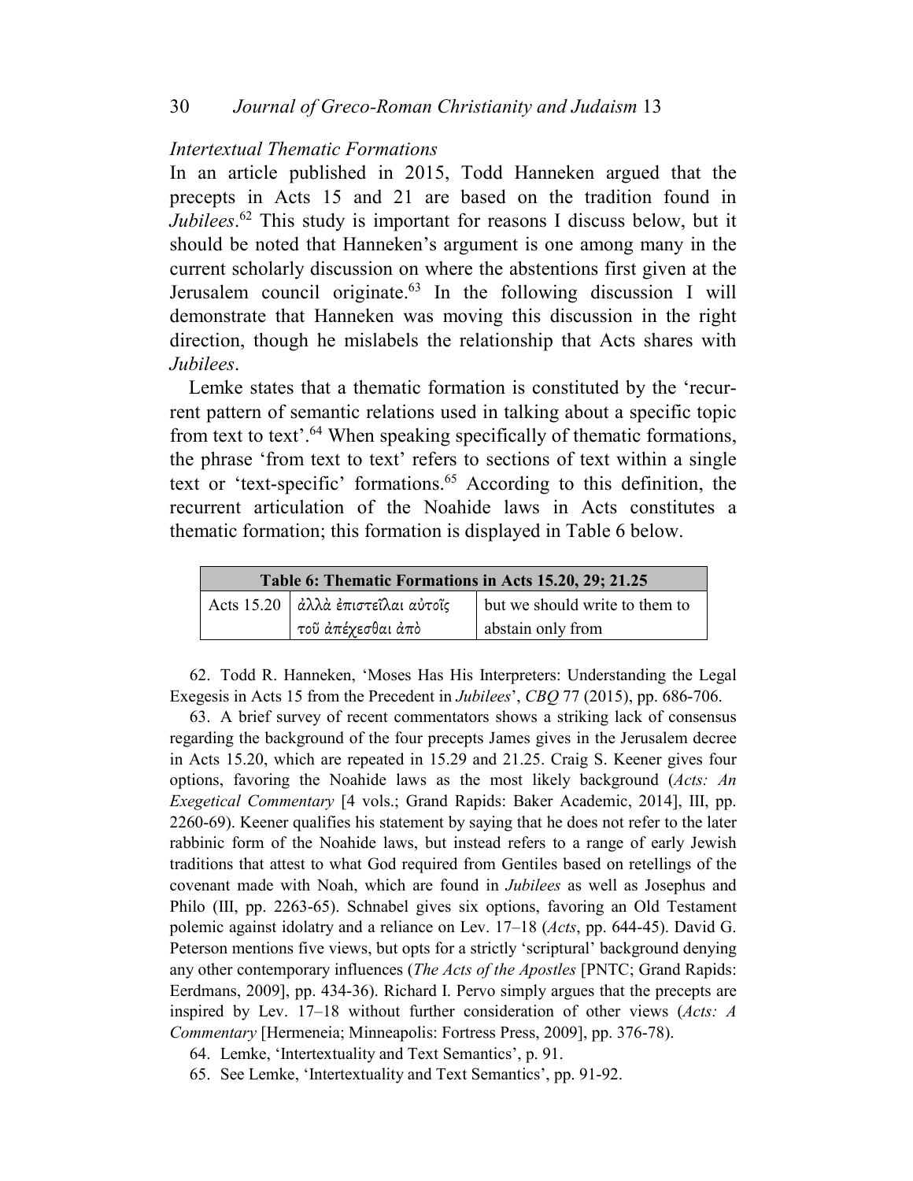### *Intertextual Thematic Formations*

In an article published in 2015, Todd Hanneken argued that the precepts in Acts 15 and 21 are based on the tradition found in *Jubilees*.[62] This study is important for reasons I discuss below, but it should be noted that Hanneken's argument is one among many in the current scholarly discussion on where the abstentions first given at the Jerusalem council originate.[63] In the following discussion I will demonstrate that Hanneken was moving this discussion in the right direction, though he mislabels the relationship that Acts shares with *Jubilees*.

Lemke states that a thematic formation is constituted by the 'recurrent pattern of semantic relations used in talking about a specific topic from text to text'.[64] When speaking specifically of thematic formations, the phrase 'from text to text' refers to sections of text within a single text or 'text-specific' formations.[65] According to this definition, the recurrent articulation of the Noahide laws in Acts constitutes a thematic formation; this formation is displayed in Table 6 below.

| **Table 6: Thematic Formations in Acts 15.20, 29; 21.25** | | |
|---|---|---|
| Acts 15.20 | ἀλλὰ ἐπιστεῖλαι αὐτοῖς τοῦ ἀπέχεσθαι ἀπὸ | but we should write to them to abstain only from |

62. Todd R. Hanneken, 'Moses Has His Interpreters: Understanding the Legal Exegesis in Acts 15 from the Precedent in *Jubilees*', *CBQ* 77 (2015), pp. 686-706.

63. A brief survey of recent commentators shows a striking lack of consensus regarding the background of the four precepts James gives in the Jerusalem decree in Acts 15.20, which are repeated in 15.29 and 21.25. Craig S. Keener gives four options, favoring the Noahide laws as the most likely background (*Acts: An Exegetical Commentary* [4 vols.; Grand Rapids: Baker Academic, 2014], III, pp. 2260-69). Keener qualifies his statement by saying that he does not refer to the later rabbinic form of the Noahide laws, but instead refers to a range of early Jewish traditions that attest to what God required from Gentiles based on retellings of the covenant made with Noah, which are found in *Jubilees* as well as Josephus and Philo (III, pp. 2263-65). Schnabel gives six options, favoring an Old Testament polemic against idolatry and a reliance on Lev. 17–18 (*Acts*, pp. 644-45). David G. Peterson mentions five views, but opts for a strictly 'scriptural' background denying any other contemporary influences (*The Acts of the Apostles* [PNTC; Grand Rapids: Eerdmans, 2009], pp. 434-36). Richard I. Pervo simply argues that the precepts are inspired by Lev. 17–18 without further consideration of other views (*Acts: A Commentary* [Hermeneia; Minneapolis: Fortress Press, 2009], pp. 376-78).

64. Lemke, 'Intertextuality and Text Semantics', p. 91.

65. See Lemke, 'Intertextuality and Text Semantics', pp. 91-92.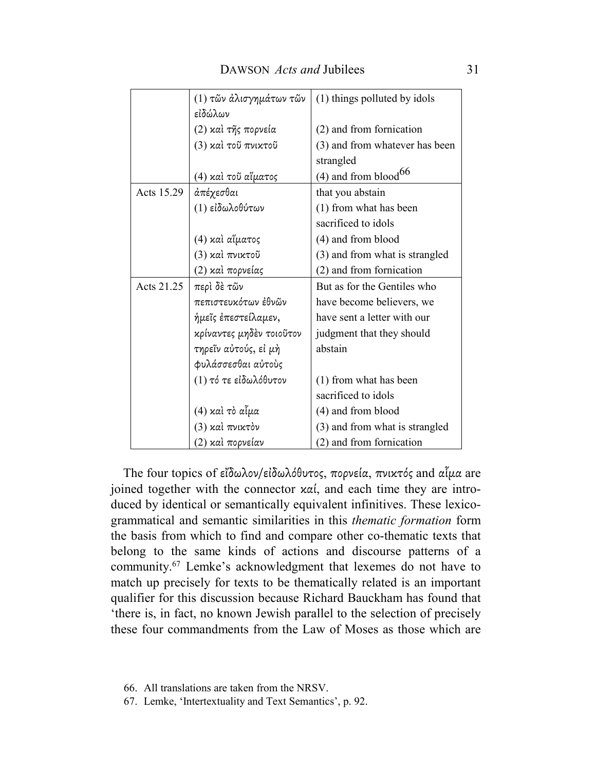| | (1) τῶν ἀλισγημάτων τῶν εἰδώλων | (1) things polluted by idols |
|---|---|---|
| | (2) καὶ τῆς πορνεία | (2) and from fornication |
| | (3) καὶ τοῦ πνικτοῦ | (3) and from whatever has been strangled |
| | (4) καὶ τοῦ αἵματος | (4) and from blood[66] |
| Acts 15.29 | ἀπέχεσθαι | that you abstain |
| | (1) εἰδωλοθύτων | (1) from what has been sacrificed to idols |
| | (4) καὶ αἵματος | (4) and from blood |
| | (3) καὶ πνικτοῦ | (3) and from what is strangled |
| | (2) καὶ πορνείας | (2) and from fornication |
| Acts 21.25 | περὶ δὲ τῶν πεπιστευκότων ἐθνῶν ἡμεῖς ἐπεστείλαμεν, κρίναντες μηδὲν τοιοῦτον τηρεῖν αὐτούς, εἰ μὴ φυλάσσεσθαι αὐτοὺς | But as for the Gentiles who have become believers, we have sent a letter with our judgment that they should abstain |
| | (1) τό τε εἰδωλόθυτον | (1) from what has been sacrificed to idols |
| | (4) καὶ τὸ αἷμα | (4) and from blood |
| | (3) καὶ πνικτὸν | (3) and from what is strangled |
| | (2) καὶ πορνείαν | (2) and from fornication |

The four topics of εἴδωλον/εἰδωλόθυτος, πορνεία, πνικτός and αἷμα are joined together with the connector καί, and each time they are introduced by identical or semantically equivalent infinitives. These lexicogrammatical and semantic similarities in this *thematic formation* form the basis from which to find and compare other co-thematic texts that belong to the same kinds of actions and discourse patterns of a community.[67] Lemke's acknowledgment that lexemes do not have to match up precisely for texts to be thematically related is an important qualifier for this discussion because Richard Bauckham has found that 'there is, in fact, no known Jewish parallel to the selection of precisely these four commandments from the Law of Moses as those which are

66. All translations are taken from the NRSV.

67. Lemke, 'Intertextuality and Text Semantics', p. 92.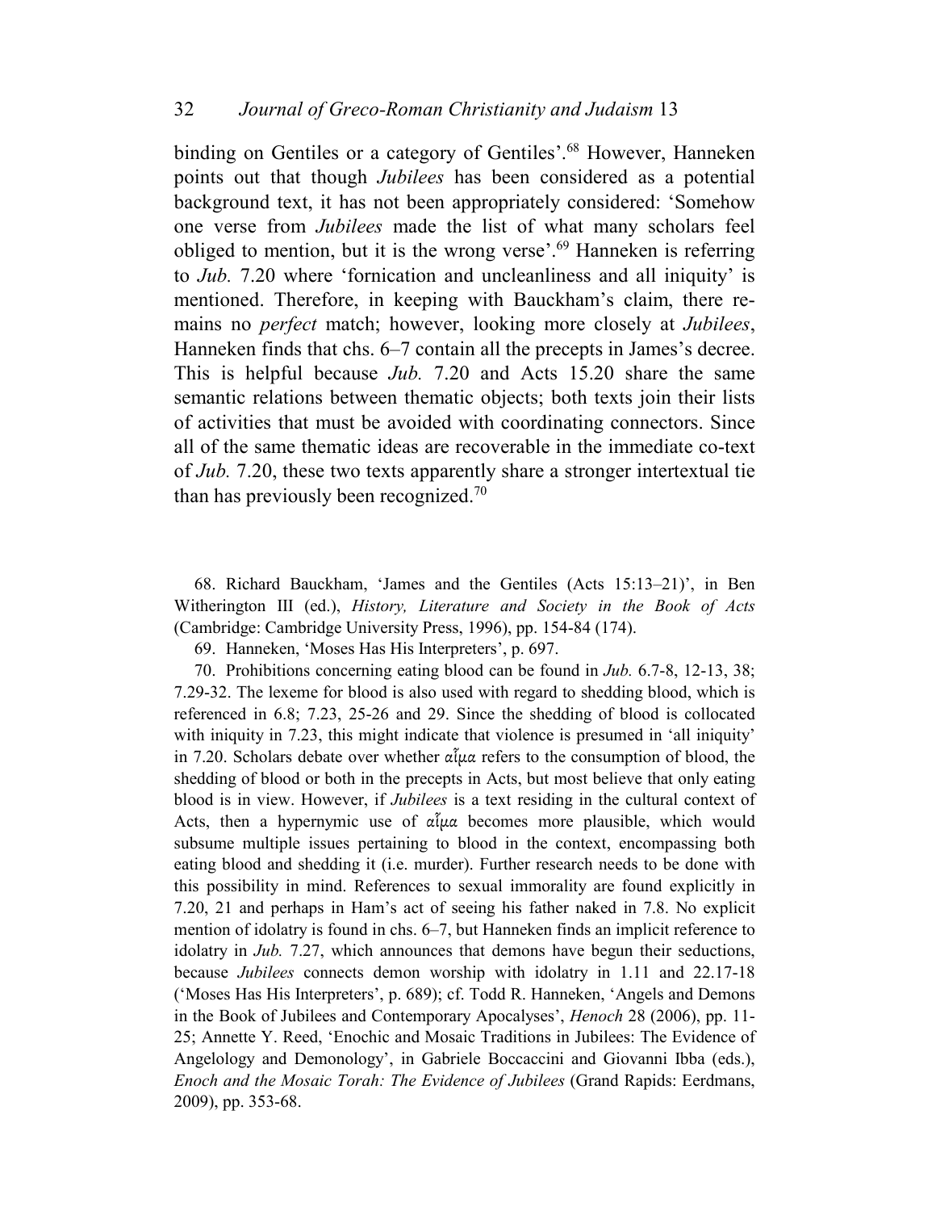binding on Gentiles or a category of Gentiles'.[68] However, Hanneken points out that though *Jubilees* has been considered as a potential background text, it has not been appropriately considered: 'Somehow one verse from *Jubilees* made the list of what many scholars feel obliged to mention, but it is the wrong verse'.[69] Hanneken is referring to *Jub.* 7.20 where 'fornication and uncleanliness and all iniquity' is mentioned. Therefore, in keeping with Bauckham's claim, there remains no *perfect* match; however, looking more closely at *Jubilees*, Hanneken finds that chs. 6–7 contain all the precepts in James's decree. This is helpful because *Jub.* 7.20 and Acts 15.20 share the same semantic relations between thematic objects; both texts join their lists of activities that must be avoided with coordinating connectors. Since all of the same thematic ideas are recoverable in the immediate co-text of *Jub.* 7.20, these two texts apparently share a stronger intertextual tie than has previously been recognized.[70]

68. Richard Bauckham, 'James and the Gentiles (Acts 15:13–21)', in Ben Witherington III (ed.), *History, Literature and Society in the Book of Acts* (Cambridge: Cambridge University Press, 1996), pp. 154-84 (174).

69. Hanneken, 'Moses Has His Interpreters', p. 697.

70. Prohibitions concerning eating blood can be found in *Jub.* 6.7-8, 12-13, 38; 7.29-32. The lexeme for blood is also used with regard to shedding blood, which is referenced in 6.8; 7.23, 25-26 and 29. Since the shedding of blood is collocated with iniquity in 7.23, this might indicate that violence is presumed in 'all iniquity' in 7.20. Scholars debate over whether αἷμα refers to the consumption of blood, the shedding of blood or both in the precepts in Acts, but most believe that only eating blood is in view. However, if *Jubilees* is a text residing in the cultural context of Acts, then a hypernymic use of αἷμα becomes more plausible, which would subsume multiple issues pertaining to blood in the context, encompassing both eating blood and shedding it (i.e. murder). Further research needs to be done with this possibility in mind. References to sexual immorality are found explicitly in 7.20, 21 and perhaps in Ham's act of seeing his father naked in 7.8. No explicit mention of idolatry is found in chs. 6–7, but Hanneken finds an implicit reference to idolatry in *Jub.* 7.27, which announces that demons have begun their seductions, because *Jubilees* connects demon worship with idolatry in 1.11 and 22.17-18 ('Moses Has His Interpreters', p. 689); cf. Todd R. Hanneken, 'Angels and Demons in the Book of Jubilees and Contemporary Apocalyses', *Henoch* 28 (2006), pp. 11-25; Annette Y. Reed, 'Enochic and Mosaic Traditions in Jubilees: The Evidence of Angelology and Demonology', in Gabriele Boccaccini and Giovanni Ibba (eds.), *Enoch and the Mosaic Torah: The Evidence of Jubilees* (Grand Rapids: Eerdmans, 2009), pp. 353-68.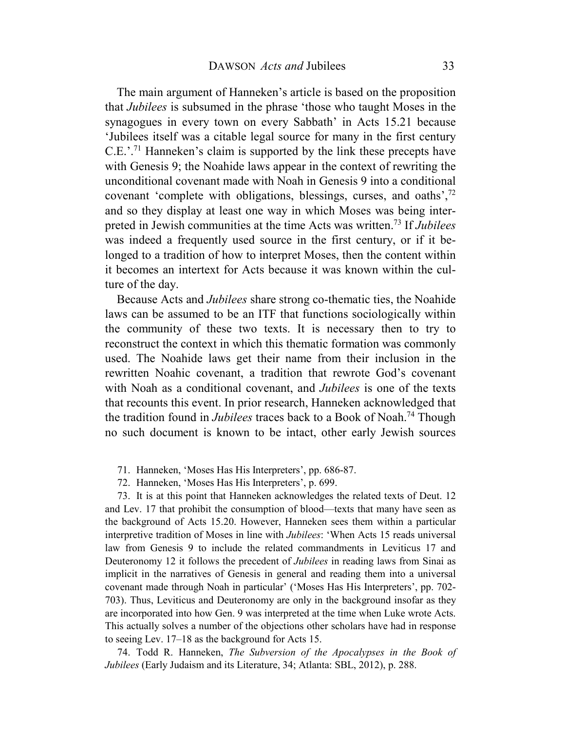The main argument of Hanneken's article is based on the proposition that *Jubilees* is subsumed in the phrase 'those who taught Moses in the synagogues in every town on every Sabbath' in Acts 15.21 because 'Jubilees itself was a citable legal source for many in the first century C.E.'.[71] Hanneken's claim is supported by the link these precepts have with Genesis 9; the Noahide laws appear in the context of rewriting the unconditional covenant made with Noah in Genesis 9 into a conditional covenant 'complete with obligations, blessings, curses, and oaths',[72] and so they display at least one way in which Moses was being interpreted in Jewish communities at the time Acts was written.[73] If *Jubilees* was indeed a frequently used source in the first century, or if it belonged to a tradition of how to interpret Moses, then the content within it becomes an intertext for Acts because it was known within the culture of the day.

Because Acts and *Jubilees* share strong co-thematic ties, the Noahide laws can be assumed to be an ITF that functions sociologically within the community of these two texts. It is necessary then to try to reconstruct the context in which this thematic formation was commonly used. The Noahide laws get their name from their inclusion in the rewritten Noahic covenant, a tradition that rewrote God's covenant with Noah as a conditional covenant, and *Jubilees* is one of the texts that recounts this event. In prior research, Hanneken acknowledged that the tradition found in *Jubilees* traces back to a Book of Noah.[74] Though no such document is known to be intact, other early Jewish sources

71. Hanneken, 'Moses Has His Interpreters', pp. 686-87.

72. Hanneken, 'Moses Has His Interpreters', p. 699.

73. It is at this point that Hanneken acknowledges the related texts of Deut. 12 and Lev. 17 that prohibit the consumption of blood—texts that many have seen as the background of Acts 15.20. However, Hanneken sees them within a particular interpretive tradition of Moses in line with *Jubilees*: 'When Acts 15 reads universal law from Genesis 9 to include the related commandments in Leviticus 17 and Deuteronomy 12 it follows the precedent of *Jubilees* in reading laws from Sinai as implicit in the narratives of Genesis in general and reading them into a universal covenant made through Noah in particular' ('Moses Has His Interpreters', pp. 702-703). Thus, Leviticus and Deuteronomy are only in the background insofar as they are incorporated into how Gen. 9 was interpreted at the time when Luke wrote Acts. This actually solves a number of the objections other scholars have had in response to seeing Lev. 17–18 as the background for Acts 15.

74. Todd R. Hanneken, *The Subversion of the Apocalypses in the Book of Jubilees* (Early Judaism and its Literature, 34; Atlanta: SBL, 2012), p. 288.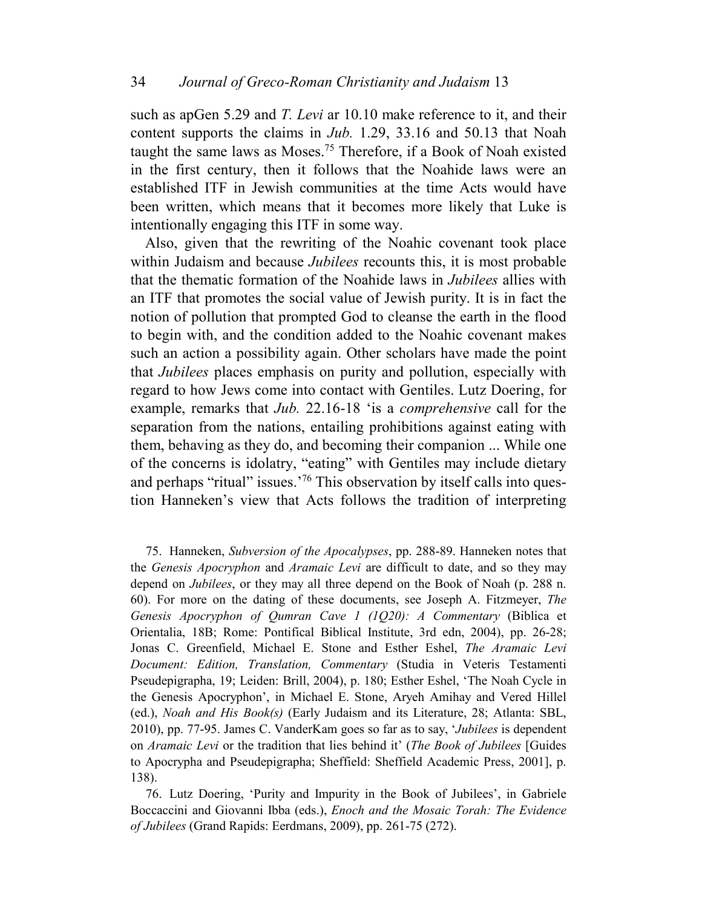such as apGen 5.29 and *T. Levi* ar 10.10 make reference to it, and their content supports the claims in *Jub.* 1.29, 33.16 and 50.13 that Noah taught the same laws as Moses.[75] Therefore, if a Book of Noah existed in the first century, then it follows that the Noahide laws were an established ITF in Jewish communities at the time Acts would have been written, which means that it becomes more likely that Luke is intentionally engaging this ITF in some way.

Also, given that the rewriting of the Noahic covenant took place within Judaism and because *Jubilees* recounts this, it is most probable that the thematic formation of the Noahide laws in *Jubilees* allies with an ITF that promotes the social value of Jewish purity. It is in fact the notion of pollution that prompted God to cleanse the earth in the flood to begin with, and the condition added to the Noahic covenant makes such an action a possibility again. Other scholars have made the point that *Jubilees* places emphasis on purity and pollution, especially with regard to how Jews come into contact with Gentiles. Lutz Doering, for example, remarks that *Jub.* 22.16-18 'is a *comprehensive* call for the separation from the nations, entailing prohibitions against eating with them, behaving as they do, and becoming their companion ... While one of the concerns is idolatry, "eating" with Gentiles may include dietary and perhaps "ritual" issues.'[76] This observation by itself calls into question Hanneken's view that Acts follows the tradition of interpreting

75. Hanneken, *Subversion of the Apocalypses*, pp. 288-89. Hanneken notes that the *Genesis Apocryphon* and *Aramaic Levi* are difficult to date, and so they may depend on *Jubilees*, or they may all three depend on the Book of Noah (p. 288 n. 60). For more on the dating of these documents, see Joseph A. Fitzmeyer, *The Genesis Apocryphon of Qumran Cave 1 (1Q20): A Commentary* (Biblica et Orientalia, 18B; Rome: Pontifical Biblical Institute, 3rd edn, 2004), pp. 26-28; Jonas C. Greenfield, Michael E. Stone and Esther Eshel, *The Aramaic Levi Document: Edition, Translation, Commentary* (Studia in Veteris Testamenti Pseudepigrapha, 19; Leiden: Brill, 2004), p. 180; Esther Eshel, 'The Noah Cycle in the Genesis Apocryphon', in Michael E. Stone, Aryeh Amihay and Vered Hillel (ed.), *Noah and His Book(s)* (Early Judaism and its Literature, 28; Atlanta: SBL, 2010), pp. 77-95. James C. VanderKam goes so far as to say, '*Jubilees* is dependent on *Aramaic Levi* or the tradition that lies behind it' (*The Book of Jubilees* [Guides to Apocrypha and Pseudepigrapha; Sheffield: Sheffield Academic Press, 2001], p. 138).

76. Lutz Doering, 'Purity and Impurity in the Book of Jubilees', in Gabriele Boccaccini and Giovanni Ibba (eds.), *Enoch and the Mosaic Torah: The Evidence of Jubilees* (Grand Rapids: Eerdmans, 2009), pp. 261-75 (272).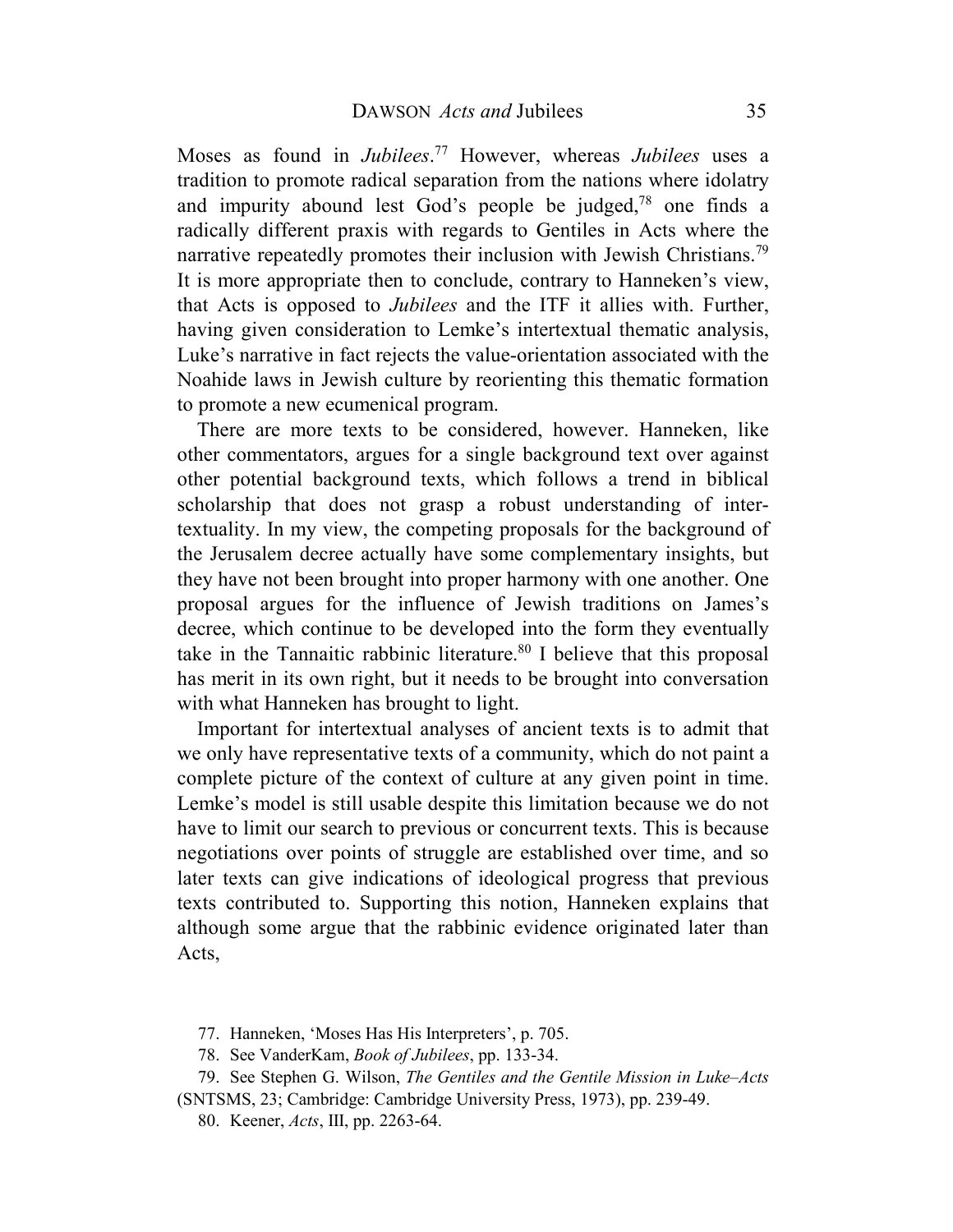Moses as found in *Jubilees*.[77] However, whereas *Jubilees* uses a tradition to promote radical separation from the nations where idolatry and impurity abound lest God's people be judged,[78] one finds a radically different praxis with regards to Gentiles in Acts where the narrative repeatedly promotes their inclusion with Jewish Christians.[79] It is more appropriate then to conclude, contrary to Hanneken's view, that Acts is opposed to *Jubilees* and the ITF it allies with. Further, having given consideration to Lemke's intertextual thematic analysis, Luke's narrative in fact rejects the value-orientation associated with the Noahide laws in Jewish culture by reorienting this thematic formation to promote a new ecumenical program.

There are more texts to be considered, however. Hanneken, like other commentators, argues for a single background text over against other potential background texts, which follows a trend in biblical scholarship that does not grasp a robust understanding of intertextuality. In my view, the competing proposals for the background of the Jerusalem decree actually have some complementary insights, but they have not been brought into proper harmony with one another. One proposal argues for the influence of Jewish traditions on James's decree, which continue to be developed into the form they eventually take in the Tannaitic rabbinic literature.[80] I believe that this proposal has merit in its own right, but it needs to be brought into conversation with what Hanneken has brought to light.

Important for intertextual analyses of ancient texts is to admit that we only have representative texts of a community, which do not paint a complete picture of the context of culture at any given point in time. Lemke's model is still usable despite this limitation because we do not have to limit our search to previous or concurrent texts. This is because negotiations over points of struggle are established over time, and so later texts can give indications of ideological progress that previous texts contributed to. Supporting this notion, Hanneken explains that although some argue that the rabbinic evidence originated later than Acts,

77. Hanneken, 'Moses Has His Interpreters', p. 705.

78. See VanderKam, *Book of Jubilees*, pp. 133-34.

79. See Stephen G. Wilson, *The Gentiles and the Gentile Mission in Luke–Acts* (SNTSMS, 23; Cambridge: Cambridge University Press, 1973), pp. 239-49.

80. Keener, *Acts*, III, pp. 2263-64.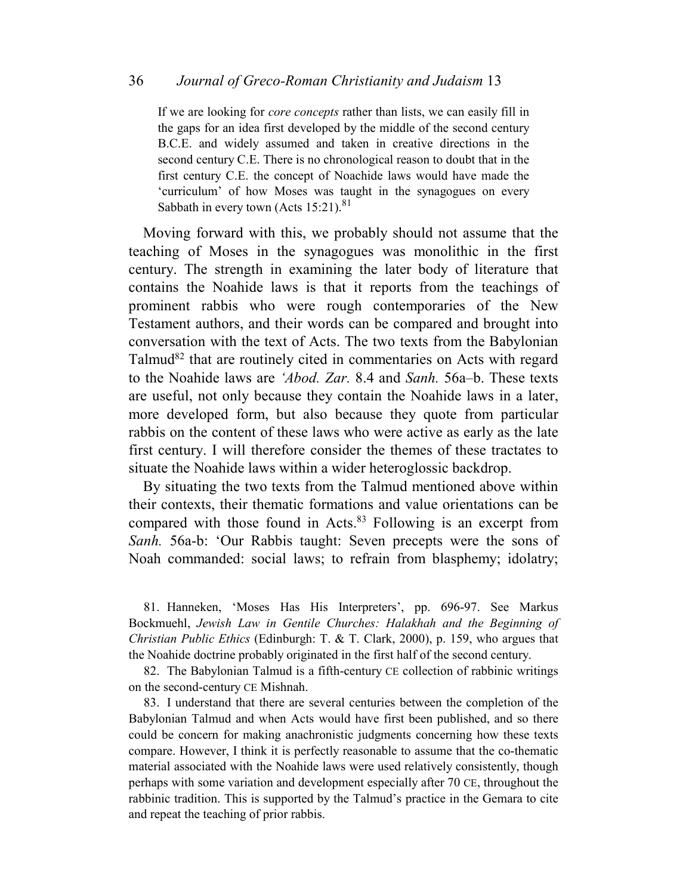> If we are looking for *core concepts* rather than lists, we can easily fill in the gaps for an idea first developed by the middle of the second century B.C.E. and widely assumed and taken in creative directions in the second century C.E. There is no chronological reason to doubt that in the first century C.E. the concept of Noachide laws would have made the 'curriculum' of how Moses was taught in the synagogues on every Sabbath in every town (Acts 15:21).[81]

Moving forward with this, we probably should not assume that the teaching of Moses in the synagogues was monolithic in the first century. The strength in examining the later body of literature that contains the Noahide laws is that it reports from the teachings of prominent rabbis who were rough contemporaries of the New Testament authors, and their words can be compared and brought into conversation with the text of Acts. The two texts from the Babylonian Talmud[82] that are routinely cited in commentaries on Acts with regard to the Noahide laws are *'Abod. Zar.* 8.4 and *Sanh.* 56a–b. These texts are useful, not only because they contain the Noahide laws in a later, more developed form, but also because they quote from particular rabbis on the content of these laws who were active as early as the late first century. I will therefore consider the themes of these tractates to situate the Noahide laws within a wider heteroglossic backdrop.

By situating the two texts from the Talmud mentioned above within their contexts, their thematic formations and value orientations can be compared with those found in Acts.[83] Following is an excerpt from *Sanh.* 56a-b: 'Our Rabbis taught: Seven precepts were the sons of Noah commanded: social laws; to refrain from blasphemy; idolatry;

81. Hanneken, 'Moses Has His Interpreters', pp. 696-97. See Markus Bockmuehl, *Jewish Law in Gentile Churches: Halakhah and the Beginning of Christian Public Ethics* (Edinburgh: T. & T. Clark, 2000), p. 159, who argues that the Noahide doctrine probably originated in the first half of the second century.

82. The Babylonian Talmud is a fifth-century CE collection of rabbinic writings on the second-century CE Mishnah.

83. I understand that there are several centuries between the completion of the Babylonian Talmud and when Acts would have first been published, and so there could be concern for making anachronistic judgments concerning how these texts compare. However, I think it is perfectly reasonable to assume that the co-thematic material associated with the Noahide laws were used relatively consistently, though perhaps with some variation and development especially after 70 CE, throughout the rabbinic tradition. This is supported by the Talmud's practice in the Gemara to cite and repeat the teaching of prior rabbis.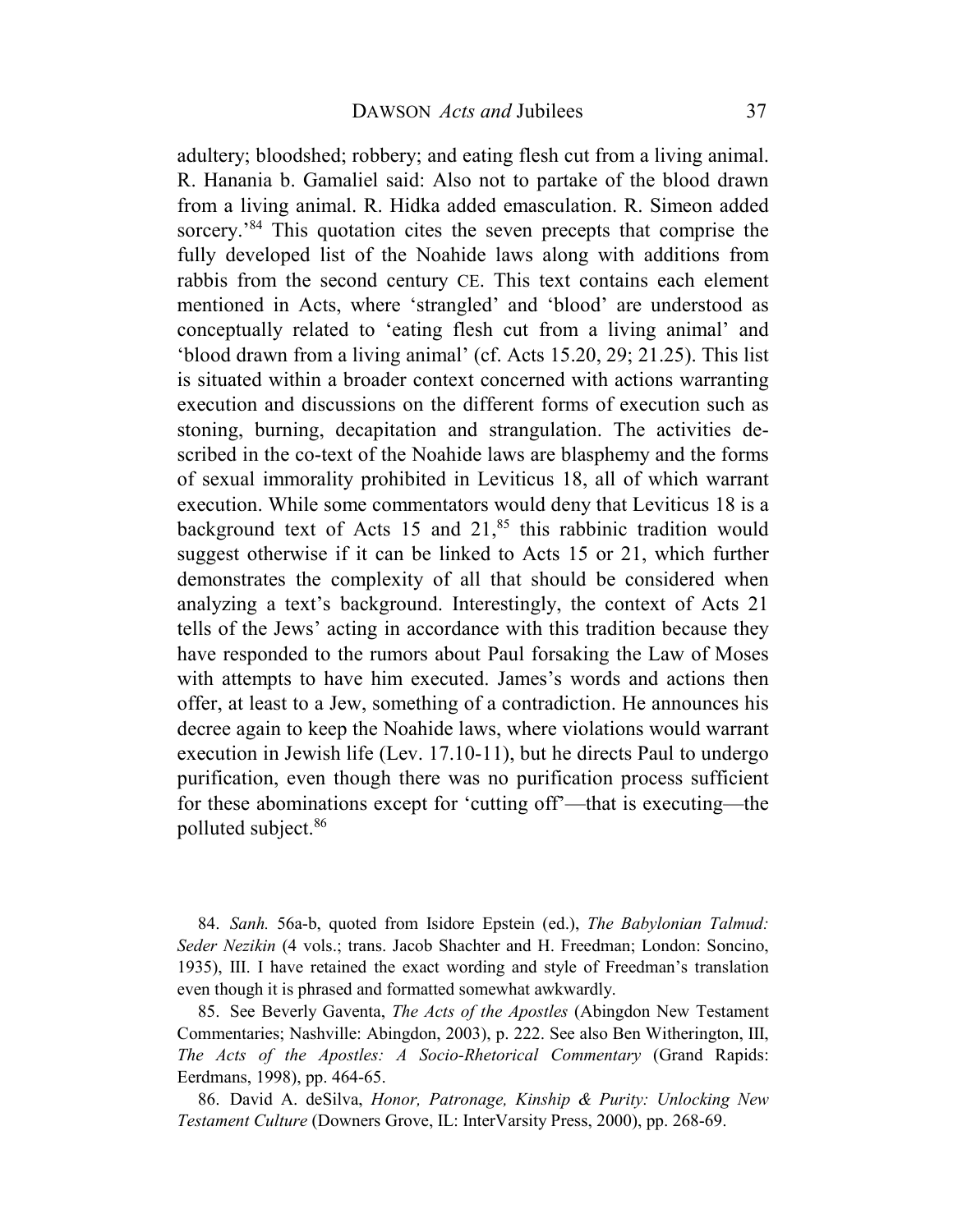adultery; bloodshed; robbery; and eating flesh cut from a living animal. R. Hanania b. Gamaliel said: Also not to partake of the blood drawn from a living animal. R. Hidka added emasculation. R. Simeon added sorcery.'[84] This quotation cites the seven precepts that comprise the fully developed list of the Noahide laws along with additions from rabbis from the second century CE. This text contains each element mentioned in Acts, where 'strangled' and 'blood' are understood as conceptually related to 'eating flesh cut from a living animal' and 'blood drawn from a living animal' (cf. Acts 15.20, 29; 21.25). This list is situated within a broader context concerned with actions warranting execution and discussions on the different forms of execution such as stoning, burning, decapitation and strangulation. The activities described in the co-text of the Noahide laws are blasphemy and the forms of sexual immorality prohibited in Leviticus 18, all of which warrant execution. While some commentators would deny that Leviticus 18 is a background text of Acts 15 and 21,[85] this rabbinic tradition would suggest otherwise if it can be linked to Acts 15 or 21, which further demonstrates the complexity of all that should be considered when analyzing a text's background. Interestingly, the context of Acts 21 tells of the Jews' acting in accordance with this tradition because they have responded to the rumors about Paul forsaking the Law of Moses with attempts to have him executed. James's words and actions then offer, at least to a Jew, something of a contradiction. He announces his decree again to keep the Noahide laws, where violations would warrant execution in Jewish life (Lev. 17.10-11), but he directs Paul to undergo purification, even though there was no purification process sufficient for these abominations except for 'cutting off'—that is executing—the polluted subject.[86]

84. *Sanh.* 56a-b, quoted from Isidore Epstein (ed.), *The Babylonian Talmud: Seder Nezikin* (4 vols.; trans. Jacob Shachter and H. Freedman; London: Soncino, 1935), III. I have retained the exact wording and style of Freedman's translation even though it is phrased and formatted somewhat awkwardly.

85. See Beverly Gaventa, *The Acts of the Apostles* (Abingdon New Testament Commentaries; Nashville: Abingdon, 2003), p. 222. See also Ben Witherington, III, *The Acts of the Apostles: A Socio-Rhetorical Commentary* (Grand Rapids: Eerdmans, 1998), pp. 464-65.

86. David A. deSilva, *Honor, Patronage, Kinship & Purity: Unlocking New Testament Culture* (Downers Grove, IL: InterVarsity Press, 2000), pp. 268-69.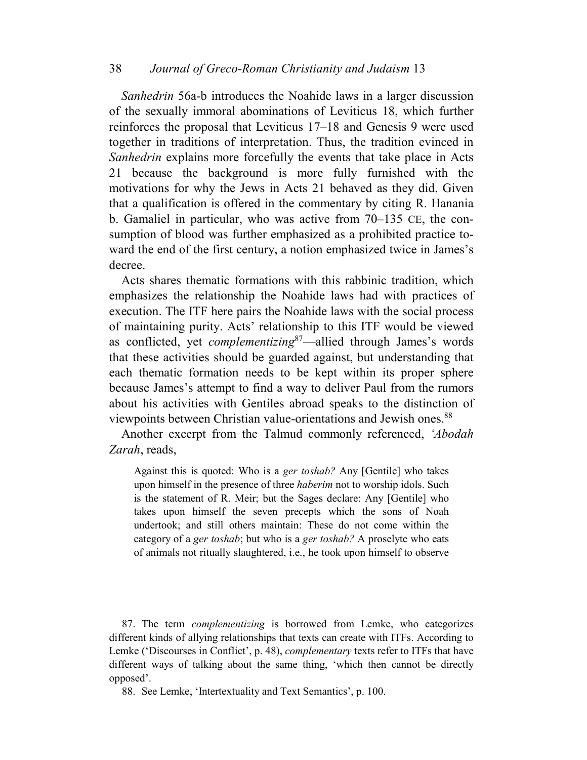*Sanhedrin* 56a-b introduces the Noahide laws in a larger discussion of the sexually immoral abominations of Leviticus 18, which further reinforces the proposal that Leviticus 17–18 and Genesis 9 were used together in traditions of interpretation. Thus, the tradition evinced in *Sanhedrin* explains more forcefully the events that take place in Acts 21 because the background is more fully furnished with the motivations for why the Jews in Acts 21 behaved as they did. Given that a qualification is offered in the commentary by citing R. Hanania b. Gamaliel in particular, who was active from 70–135 CE, the consumption of blood was further emphasized as a prohibited practice toward the end of the first century, a notion emphasized twice in James's decree.

Acts shares thematic formations with this rabbinic tradition, which emphasizes the relationship the Noahide laws had with practices of execution. The ITF here pairs the Noahide laws with the social process of maintaining purity. Acts' relationship to this ITF would be viewed as conflicted, yet *complementizing*[87]—allied through James's words that these activities should be guarded against, but understanding that each thematic formation needs to be kept within its proper sphere because James's attempt to find a way to deliver Paul from the rumors about his activities with Gentiles abroad speaks to the distinction of viewpoints between Christian value-orientations and Jewish ones.[88]

Another excerpt from the Talmud commonly referenced, *'Abodah Zarah*, reads,

> Against this is quoted: Who is a *ger toshab?* Any [Gentile] who takes upon himself in the presence of three *haberim* not to worship idols. Such is the statement of R. Meir; but the Sages declare: Any [Gentile] who takes upon himself the seven precepts which the sons of Noah undertook; and still others maintain: These do not come within the category of a *ger toshab*; but who is a *ger toshab?* A proselyte who eats of animals not ritually slaughtered, i.e., he took upon himself to observe

87. The term *complementizing* is borrowed from Lemke, who categorizes different kinds of allying relationships that texts can create with ITFs. According to Lemke ('Discourses in Conflict', p. 48), *complementary* texts refer to ITFs that have different ways of talking about the same thing, 'which then cannot be directly opposed'.

88. See Lemke, 'Intertextuality and Text Semantics', p. 100.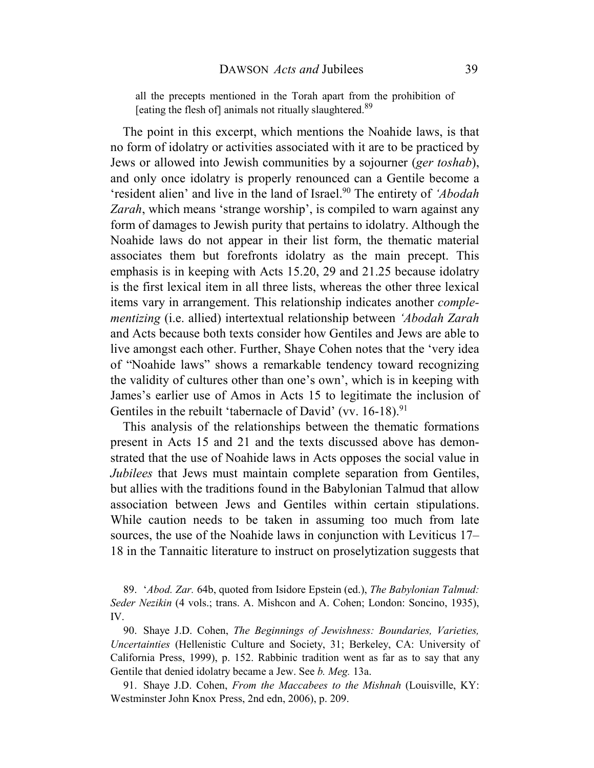> all the precepts mentioned in the Torah apart from the prohibition of [eating the flesh of] animals not ritually slaughtered.[89]

The point in this excerpt, which mentions the Noahide laws, is that no form of idolatry or activities associated with it are to be practiced by Jews or allowed into Jewish communities by a sojourner (*ger toshab*), and only once idolatry is properly renounced can a Gentile become a 'resident alien' and live in the land of Israel.[90] The entirety of *'Abodah Zarah*, which means 'strange worship', is compiled to warn against any form of damages to Jewish purity that pertains to idolatry. Although the Noahide laws do not appear in their list form, the thematic material associates them but forefronts idolatry as the main precept. This emphasis is in keeping with Acts 15.20, 29 and 21.25 because idolatry is the first lexical item in all three lists, whereas the other three lexical items vary in arrangement. This relationship indicates another *complementizing* (i.e. allied) intertextual relationship between *'Abodah Zarah* and Acts because both texts consider how Gentiles and Jews are able to live amongst each other. Further, Shaye Cohen notes that the 'very idea of "Noahide laws" shows a remarkable tendency toward recognizing the validity of cultures other than one's own', which is in keeping with James's earlier use of Amos in Acts 15 to legitimate the inclusion of Gentiles in the rebuilt 'tabernacle of David' (vv. 16-18).[91]

This analysis of the relationships between the thematic formations present in Acts 15 and 21 and the texts discussed above has demonstrated that the use of Noahide laws in Acts opposes the social value in *Jubilees* that Jews must maintain complete separation from Gentiles, but allies with the traditions found in the Babylonian Talmud that allow association between Jews and Gentiles within certain stipulations. While caution needs to be taken in assuming too much from late sources, the use of the Noahide laws in conjunction with Leviticus 17–18 in the Tannaitic literature to instruct on proselytization suggests that

89. '*Abod. Zar.* 64b, quoted from Isidore Epstein (ed.), *The Babylonian Talmud: Seder Nezikin* (4 vols.; trans. A. Mishcon and A. Cohen; London: Soncino, 1935), IV.

90. Shaye J.D. Cohen, *The Beginnings of Jewishness: Boundaries, Varieties, Uncertainties* (Hellenistic Culture and Society, 31; Berkeley, CA: University of California Press, 1999), p. 152. Rabbinic tradition went as far as to say that any Gentile that denied idolatry became a Jew. See *b. Meg.* 13a.

91. Shaye J.D. Cohen, *From the Maccabees to the Mishnah* (Louisville, KY: Westminster John Knox Press, 2nd edn, 2006), p. 209.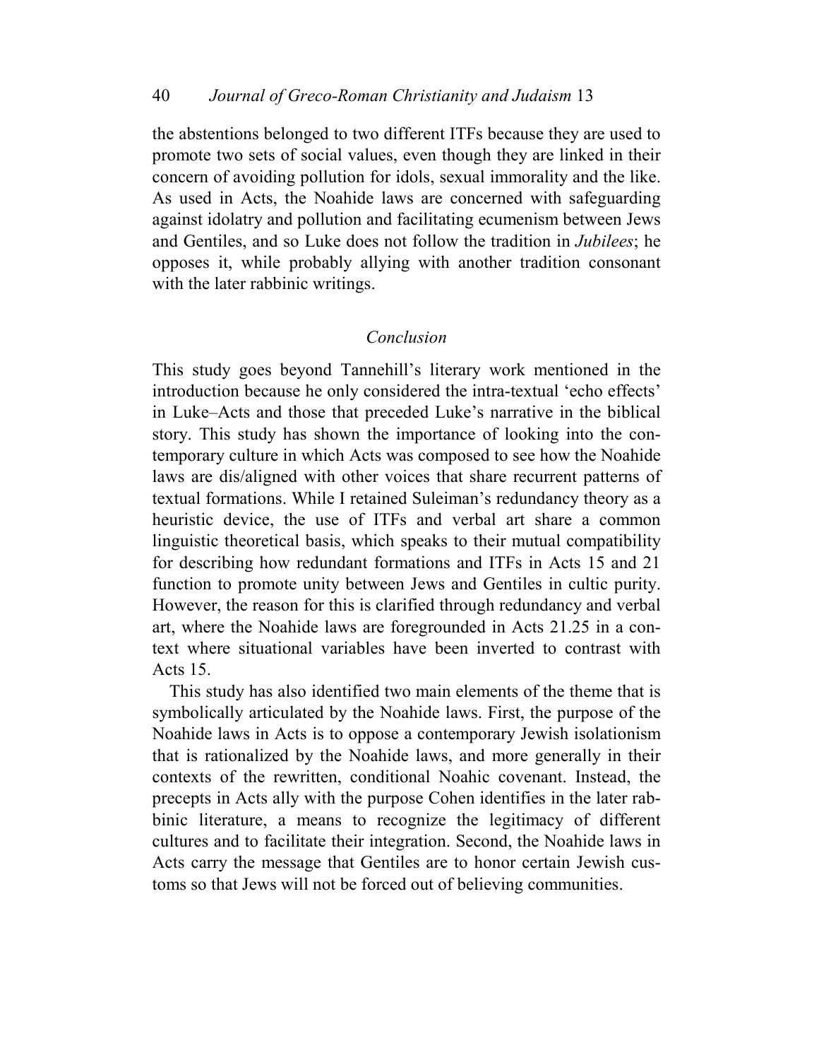the abstentions belonged to two different ITFs because they are used to promote two sets of social values, even though they are linked in their concern of avoiding pollution for idols, sexual immorality and the like. As used in Acts, the Noahide laws are concerned with safeguarding against idolatry and pollution and facilitating ecumenism between Jews and Gentiles, and so Luke does not follow the tradition in *Jubilees*; he opposes it, while probably allying with another tradition consonant with the later rabbinic writings.

## *Conclusion*

This study goes beyond Tannehill's literary work mentioned in the introduction because he only considered the intra-textual 'echo effects' in Luke–Acts and those that preceded Luke's narrative in the biblical story. This study has shown the importance of looking into the contemporary culture in which Acts was composed to see how the Noahide laws are dis/aligned with other voices that share recurrent patterns of textual formations. While I retained Suleiman's redundancy theory as a heuristic device, the use of ITFs and verbal art share a common linguistic theoretical basis, which speaks to their mutual compatibility for describing how redundant formations and ITFs in Acts 15 and 21 function to promote unity between Jews and Gentiles in cultic purity. However, the reason for this is clarified through redundancy and verbal art, where the Noahide laws are foregrounded in Acts 21.25 in a context where situational variables have been inverted to contrast with Acts 15.

This study has also identified two main elements of the theme that is symbolically articulated by the Noahide laws. First, the purpose of the Noahide laws in Acts is to oppose a contemporary Jewish isolationism that is rationalized by the Noahide laws, and more generally in their contexts of the rewritten, conditional Noahic covenant. Instead, the precepts in Acts ally with the purpose Cohen identifies in the later rabbinic literature, a means to recognize the legitimacy of different cultures and to facilitate their integration. Second, the Noahide laws in Acts carry the message that Gentiles are to honor certain Jewish customs so that Jews will not be forced out of believing communities.